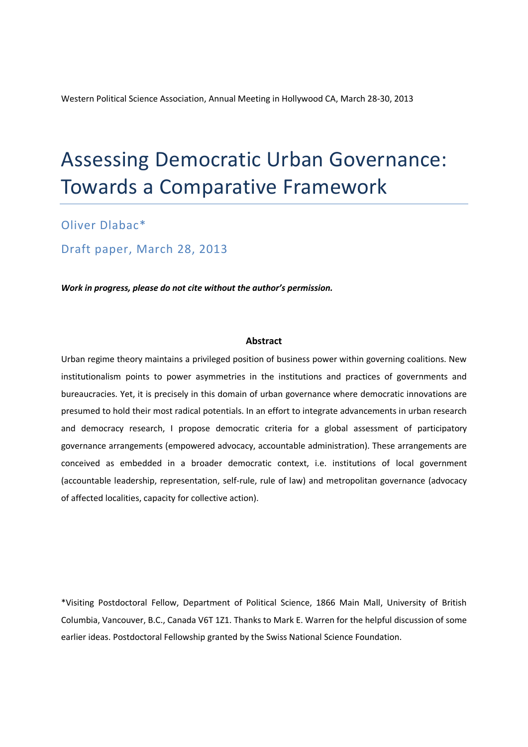Western Political Science Association, Annual Meeting in Hollywood CA, March 28-30, 2013

# Assessing Democratic Urban Governance: Towards a Comparative Framework

Oliver Dlabac*

Draft paper, March 28, 2013

***Work in progress, please do not cite without the author's permission.***

**Abstract**

Urban regime theory maintains a privileged position of business power within governing coalitions. New institutionalism points to power asymmetries in the institutions and practices of governments and bureaucracies. Yet, it is precisely in this domain of urban governance where democratic innovations are presumed to hold their most radical potentials. In an effort to integrate advancements in urban research and democracy research, I propose democratic criteria for a global assessment of participatory governance arrangements (empowered advocacy, accountable administration). These arrangements are conceived as embedded in a broader democratic context, i.e. institutions of local government (accountable leadership, representation, self-rule, rule of law) and metropolitan governance (advocacy of affected localities, capacity for collective action).

*Visiting Postdoctoral Fellow, Department of Political Science, 1866 Main Mall, University of British Columbia, Vancouver, B.C., Canada V6T 1Z1. Thanks to Mark E. Warren for the helpful discussion of some earlier ideas. Postdoctoral Fellowship granted by the Swiss National Science Foundation.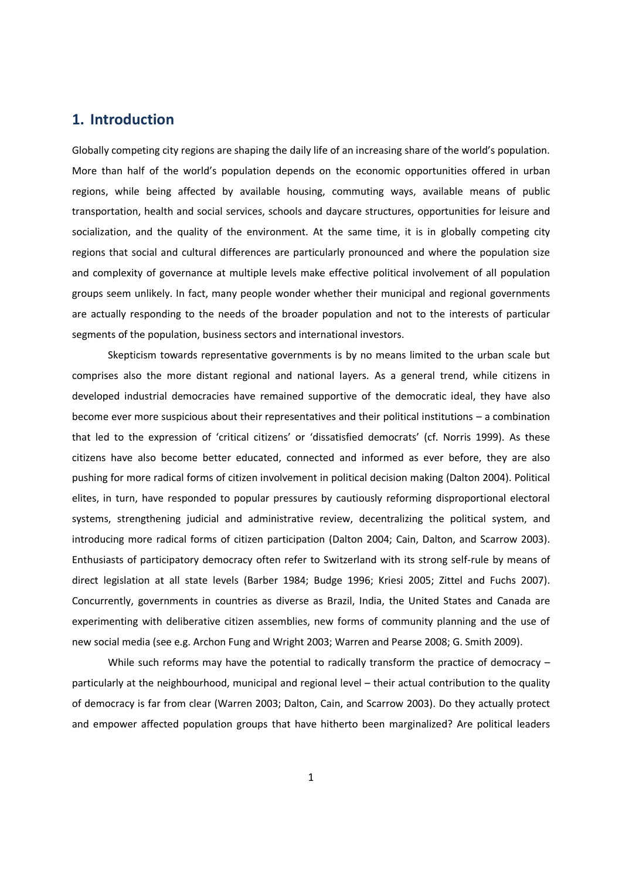## 1. Introduction

Globally competing city regions are shaping the daily life of an increasing share of the world's population. More than half of the world's population depends on the economic opportunities offered in urban regions, while being affected by available housing, commuting ways, available means of public transportation, health and social services, schools and daycare structures, opportunities for leisure and socialization, and the quality of the environment. At the same time, it is in globally competing city regions that social and cultural differences are particularly pronounced and where the population size and complexity of governance at multiple levels make effective political involvement of all population groups seem unlikely. In fact, many people wonder whether their municipal and regional governments are actually responding to the needs of the broader population and not to the interests of particular segments of the population, business sectors and international investors.

Skepticism towards representative governments is by no means limited to the urban scale but comprises also the more distant regional and national layers. As a general trend, while citizens in developed industrial democracies have remained supportive of the democratic ideal, they have also become ever more suspicious about their representatives and their political institutions – a combination that led to the expression of 'critical citizens' or 'dissatisfied democrats' (cf. Norris 1999). As these citizens have also become better educated, connected and informed as ever before, they are also pushing for more radical forms of citizen involvement in political decision making (Dalton 2004). Political elites, in turn, have responded to popular pressures by cautiously reforming disproportional electoral systems, strengthening judicial and administrative review, decentralizing the political system, and introducing more radical forms of citizen participation (Dalton 2004; Cain, Dalton, and Scarrow 2003). Enthusiasts of participatory democracy often refer to Switzerland with its strong self-rule by means of direct legislation at all state levels (Barber 1984; Budge 1996; Kriesi 2005; Zittel and Fuchs 2007). Concurrently, governments in countries as diverse as Brazil, India, the United States and Canada are experimenting with deliberative citizen assemblies, new forms of community planning and the use of new social media (see e.g. Archon Fung and Wright 2003; Warren and Pearse 2008; G. Smith 2009).

While such reforms may have the potential to radically transform the practice of democracy – particularly at the neighbourhood, municipal and regional level – their actual contribution to the quality of democracy is far from clear (Warren 2003; Dalton, Cain, and Scarrow 2003). Do they actually protect and empower affected population groups that have hitherto been marginalized? Are political leaders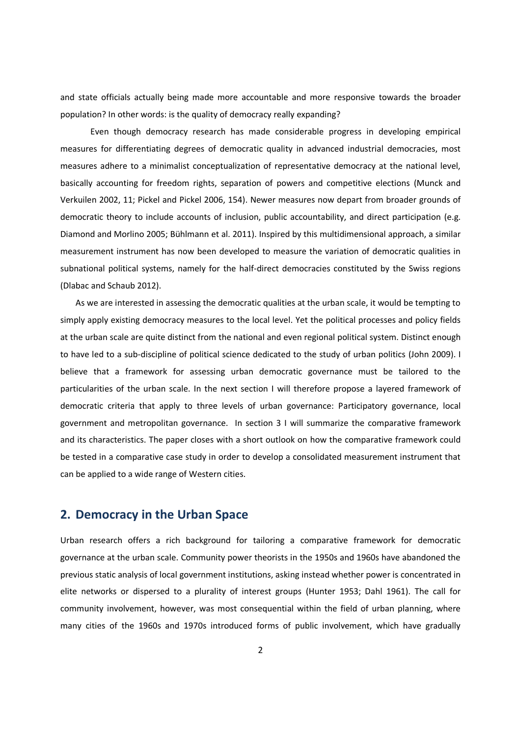and state officials actually being made more accountable and more responsive towards the broader population? In other words: is the quality of democracy really expanding?

Even though democracy research has made considerable progress in developing empirical measures for differentiating degrees of democratic quality in advanced industrial democracies, most measures adhere to a minimalist conceptualization of representative democracy at the national level, basically accounting for freedom rights, separation of powers and competitive elections (Munck and Verkuilen 2002, 11; Pickel and Pickel 2006, 154). Newer measures now depart from broader grounds of democratic theory to include accounts of inclusion, public accountability, and direct participation (e.g. Diamond and Morlino 2005; Bühlmann et al. 2011). Inspired by this multidimensional approach, a similar measurement instrument has now been developed to measure the variation of democratic qualities in subnational political systems, namely for the half-direct democracies constituted by the Swiss regions (Dlabac and Schaub 2012).

As we are interested in assessing the democratic qualities at the urban scale, it would be tempting to simply apply existing democracy measures to the local level. Yet the political processes and policy fields at the urban scale are quite distinct from the national and even regional political system. Distinct enough to have led to a sub-discipline of political science dedicated to the study of urban politics (John 2009). I believe that a framework for assessing urban democratic governance must be tailored to the particularities of the urban scale. In the next section I will therefore propose a layered framework of democratic criteria that apply to three levels of urban governance: Participatory governance, local government and metropolitan governance. In section 3 I will summarize the comparative framework and its characteristics. The paper closes with a short outlook on how the comparative framework could be tested in a comparative case study in order to develop a consolidated measurement instrument that can be applied to a wide range of Western cities.

## 2. Democracy in the Urban Space

Urban research offers a rich background for tailoring a comparative framework for democratic governance at the urban scale. Community power theorists in the 1950s and 1960s have abandoned the previous static analysis of local government institutions, asking instead whether power is concentrated in elite networks or dispersed to a plurality of interest groups (Hunter 1953; Dahl 1961). The call for community involvement, however, was most consequential within the field of urban planning, where many cities of the 1960s and 1970s introduced forms of public involvement, which have gradually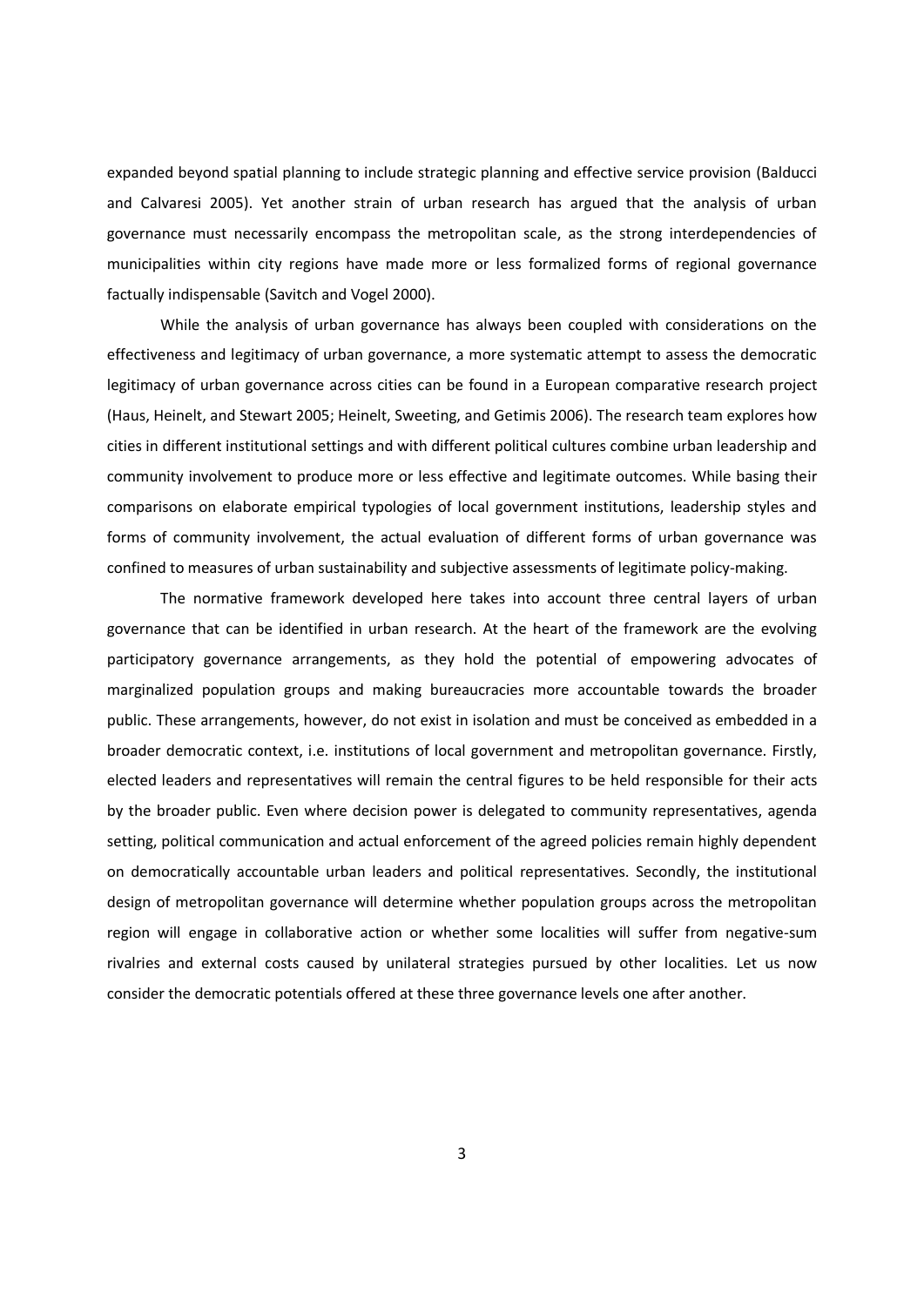expanded beyond spatial planning to include strategic planning and effective service provision (Balducci and Calvaresi 2005). Yet another strain of urban research has argued that the analysis of urban governance must necessarily encompass the metropolitan scale, as the strong interdependencies of municipalities within city regions have made more or less formalized forms of regional governance factually indispensable (Savitch and Vogel 2000).

While the analysis of urban governance has always been coupled with considerations on the effectiveness and legitimacy of urban governance, a more systematic attempt to assess the democratic legitimacy of urban governance across cities can be found in a European comparative research project (Haus, Heinelt, and Stewart 2005; Heinelt, Sweeting, and Getimis 2006). The research team explores how cities in different institutional settings and with different political cultures combine urban leadership and community involvement to produce more or less effective and legitimate outcomes. While basing their comparisons on elaborate empirical typologies of local government institutions, leadership styles and forms of community involvement, the actual evaluation of different forms of urban governance was confined to measures of urban sustainability and subjective assessments of legitimate policy-making.

The normative framework developed here takes into account three central layers of urban governance that can be identified in urban research. At the heart of the framework are the evolving participatory governance arrangements, as they hold the potential of empowering advocates of marginalized population groups and making bureaucracies more accountable towards the broader public. These arrangements, however, do not exist in isolation and must be conceived as embedded in a broader democratic context, i.e. institutions of local government and metropolitan governance. Firstly, elected leaders and representatives will remain the central figures to be held responsible for their acts by the broader public. Even where decision power is delegated to community representatives, agenda setting, political communication and actual enforcement of the agreed policies remain highly dependent on democratically accountable urban leaders and political representatives. Secondly, the institutional design of metropolitan governance will determine whether population groups across the metropolitan region will engage in collaborative action or whether some localities will suffer from negative-sum rivalries and external costs caused by unilateral strategies pursued by other localities. Let us now consider the democratic potentials offered at these three governance levels one after another.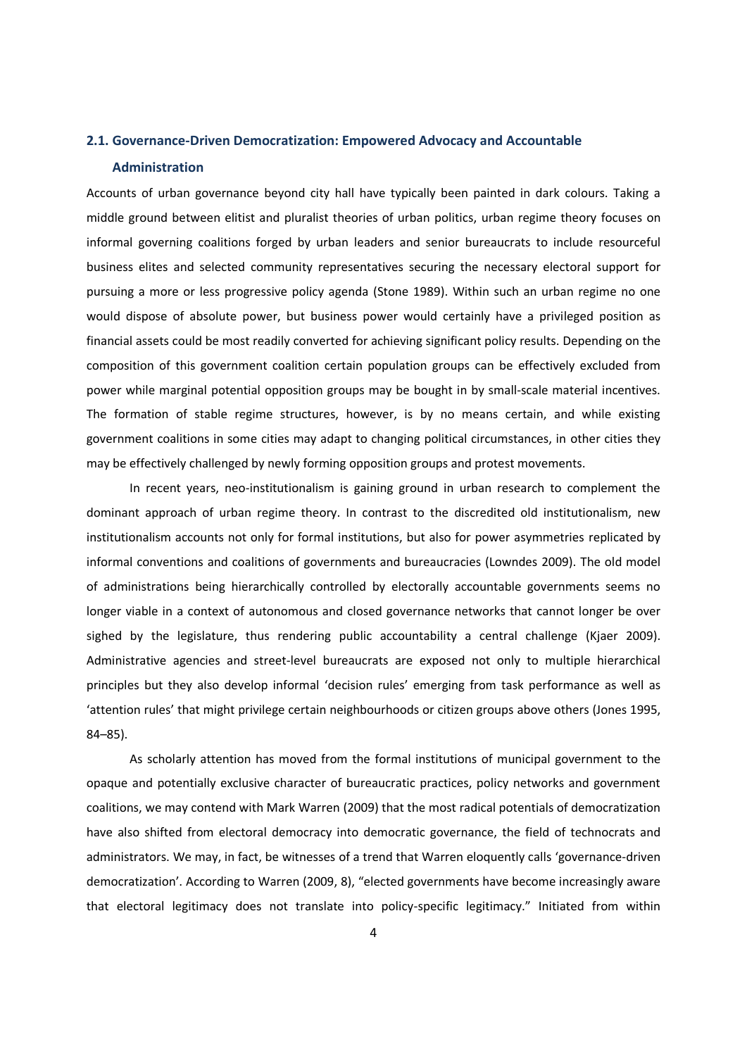### 2.1. Governance-Driven Democratization: Empowered Advocacy and Accountable Administration

Accounts of urban governance beyond city hall have typically been painted in dark colours. Taking a middle ground between elitist and pluralist theories of urban politics, urban regime theory focuses on informal governing coalitions forged by urban leaders and senior bureaucrats to include resourceful business elites and selected community representatives securing the necessary electoral support for pursuing a more or less progressive policy agenda (Stone 1989). Within such an urban regime no one would dispose of absolute power, but business power would certainly have a privileged position as financial assets could be most readily converted for achieving significant policy results. Depending on the composition of this government coalition certain population groups can be effectively excluded from power while marginal potential opposition groups may be bought in by small-scale material incentives. The formation of stable regime structures, however, is by no means certain, and while existing government coalitions in some cities may adapt to changing political circumstances, in other cities they may be effectively challenged by newly forming opposition groups and protest movements.

In recent years, neo-institutionalism is gaining ground in urban research to complement the dominant approach of urban regime theory. In contrast to the discredited old institutionalism, new institutionalism accounts not only for formal institutions, but also for power asymmetries replicated by informal conventions and coalitions of governments and bureaucracies (Lowndes 2009). The old model of administrations being hierarchically controlled by electorally accountable governments seems no longer viable in a context of autonomous and closed governance networks that cannot longer be over sighed by the legislature, thus rendering public accountability a central challenge (Kjaer 2009). Administrative agencies and street-level bureaucrats are exposed not only to multiple hierarchical principles but they also develop informal 'decision rules' emerging from task performance as well as 'attention rules' that might privilege certain neighbourhoods or citizen groups above others (Jones 1995, 84–85).

As scholarly attention has moved from the formal institutions of municipal government to the opaque and potentially exclusive character of bureaucratic practices, policy networks and government coalitions, we may contend with Mark Warren (2009) that the most radical potentials of democratization have also shifted from electoral democracy into democratic governance, the field of technocrats and administrators. We may, in fact, be witnesses of a trend that Warren eloquently calls 'governance-driven democratization'. According to Warren (2009, 8), "elected governments have become increasingly aware that electoral legitimacy does not translate into policy-specific legitimacy." Initiated from within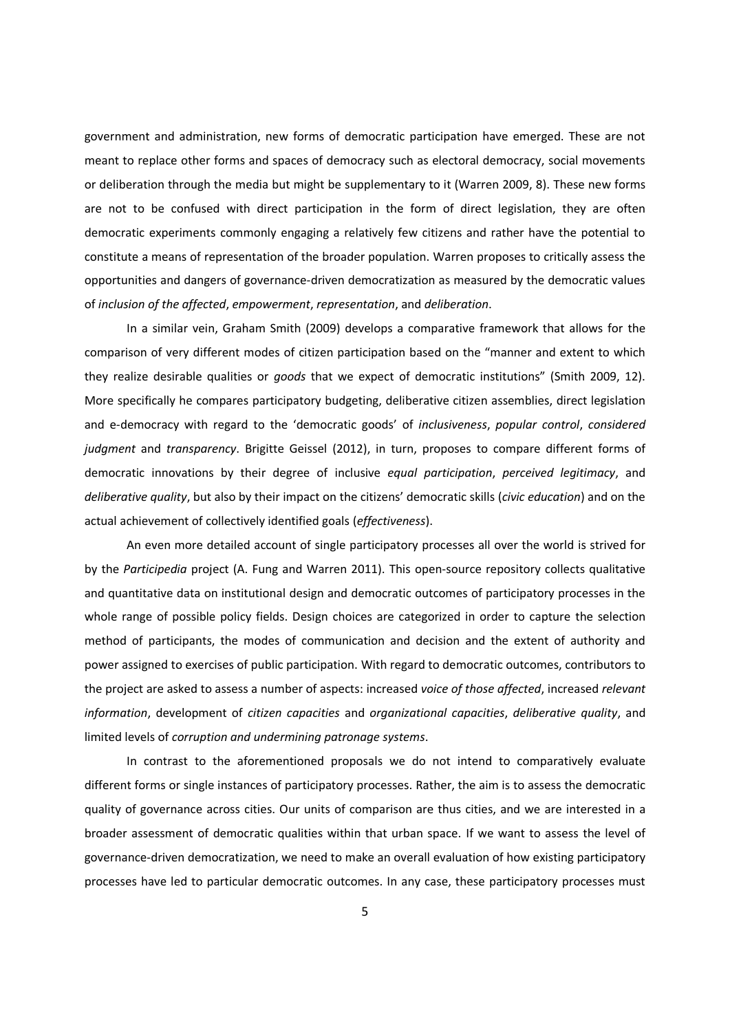government and administration, new forms of democratic participation have emerged. These are not meant to replace other forms and spaces of democracy such as electoral democracy, social movements or deliberation through the media but might be supplementary to it (Warren 2009, 8). These new forms are not to be confused with direct participation in the form of direct legislation, they are often democratic experiments commonly engaging a relatively few citizens and rather have the potential to constitute a means of representation of the broader population. Warren proposes to critically assess the opportunities and dangers of governance-driven democratization as measured by the democratic values of *inclusion of the affected*, *empowerment*, *representation*, and *deliberation*.

In a similar vein, Graham Smith (2009) develops a comparative framework that allows for the comparison of very different modes of citizen participation based on the "manner and extent to which they realize desirable qualities or *goods* that we expect of democratic institutions" (Smith 2009, 12). More specifically he compares participatory budgeting, deliberative citizen assemblies, direct legislation and e-democracy with regard to the 'democratic goods' of *inclusiveness*, *popular control*, *considered judgment* and *transparency*. Brigitte Geissel (2012), in turn, proposes to compare different forms of democratic innovations by their degree of inclusive *equal participation*, *perceived legitimacy*, and *deliberative quality*, but also by their impact on the citizens' democratic skills (*civic education*) and on the actual achievement of collectively identified goals (*effectiveness*).

An even more detailed account of single participatory processes all over the world is strived for by the *Participedia* project (A. Fung and Warren 2011). This open-source repository collects qualitative and quantitative data on institutional design and democratic outcomes of participatory processes in the whole range of possible policy fields. Design choices are categorized in order to capture the selection method of participants, the modes of communication and decision and the extent of authority and power assigned to exercises of public participation. With regard to democratic outcomes, contributors to the project are asked to assess a number of aspects: increased *voice of those affected*, increased *relevant information*, development of *citizen capacities* and *organizational capacities*, *deliberative quality*, and limited levels of *corruption and undermining patronage systems*.

In contrast to the aforementioned proposals we do not intend to comparatively evaluate different forms or single instances of participatory processes. Rather, the aim is to assess the democratic quality of governance across cities. Our units of comparison are thus cities, and we are interested in a broader assessment of democratic qualities within that urban space. If we want to assess the level of governance-driven democratization, we need to make an overall evaluation of how existing participatory processes have led to particular democratic outcomes. In any case, these participatory processes must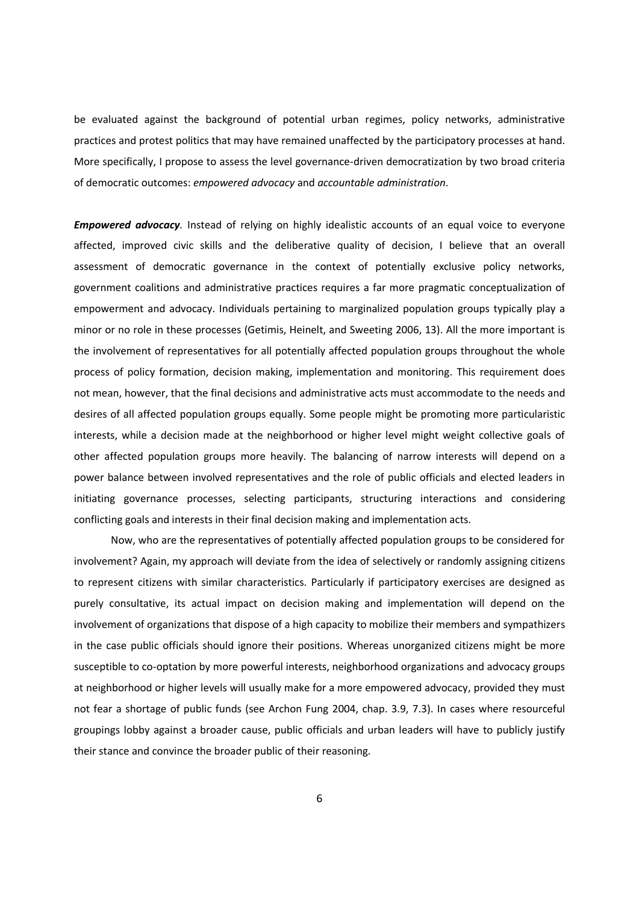be evaluated against the background of potential urban regimes, policy networks, administrative practices and protest politics that may have remained unaffected by the participatory processes at hand. More specifically, I propose to assess the level governance-driven democratization by two broad criteria of democratic outcomes: *empowered advocacy* and *accountable administration*.

***Empowered advocacy*.** Instead of relying on highly idealistic accounts of an equal voice to everyone affected, improved civic skills and the deliberative quality of decision, I believe that an overall assessment of democratic governance in the context of potentially exclusive policy networks, government coalitions and administrative practices requires a far more pragmatic conceptualization of empowerment and advocacy. Individuals pertaining to marginalized population groups typically play a minor or no role in these processes (Getimis, Heinelt, and Sweeting 2006, 13). All the more important is the involvement of representatives for all potentially affected population groups throughout the whole process of policy formation, decision making, implementation and monitoring. This requirement does not mean, however, that the final decisions and administrative acts must accommodate to the needs and desires of all affected population groups equally. Some people might be promoting more particularistic interests, while a decision made at the neighborhood or higher level might weight collective goals of other affected population groups more heavily. The balancing of narrow interests will depend on a power balance between involved representatives and the role of public officials and elected leaders in initiating governance processes, selecting participants, structuring interactions and considering conflicting goals and interests in their final decision making and implementation acts.

Now, who are the representatives of potentially affected population groups to be considered for involvement? Again, my approach will deviate from the idea of selectively or randomly assigning citizens to represent citizens with similar characteristics. Particularly if participatory exercises are designed as purely consultative, its actual impact on decision making and implementation will depend on the involvement of organizations that dispose of a high capacity to mobilize their members and sympathizers in the case public officials should ignore their positions. Whereas unorganized citizens might be more susceptible to co-optation by more powerful interests, neighborhood organizations and advocacy groups at neighborhood or higher levels will usually make for a more empowered advocacy, provided they must not fear a shortage of public funds (see Archon Fung 2004, chap. 3.9, 7.3). In cases where resourceful groupings lobby against a broader cause, public officials and urban leaders will have to publicly justify their stance and convince the broader public of their reasoning.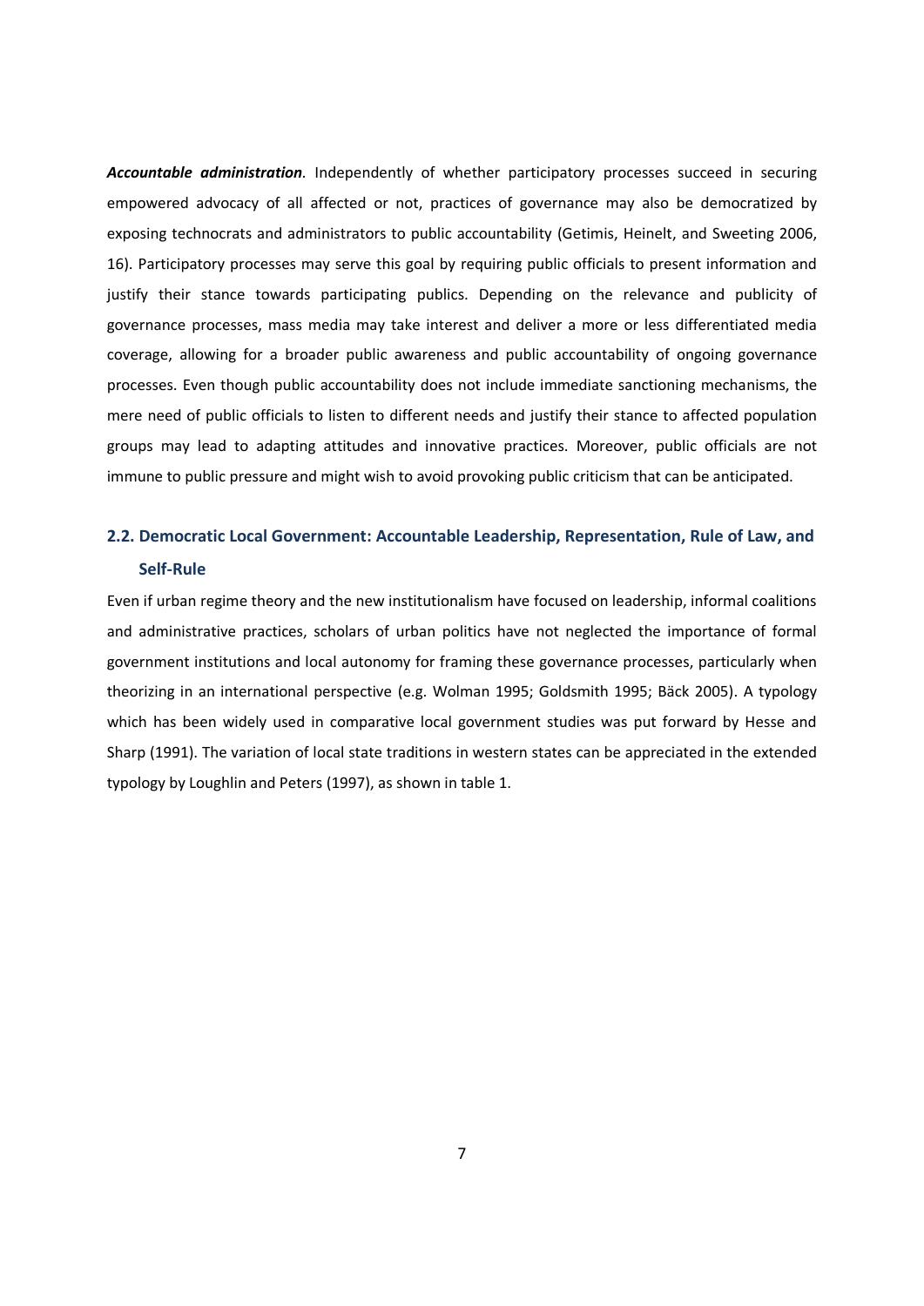***Accountable administration.*** Independently of whether participatory processes succeed in securing empowered advocacy of all affected or not, practices of governance may also be democratized by exposing technocrats and administrators to public accountability (Getimis, Heinelt, and Sweeting 2006, 16). Participatory processes may serve this goal by requiring public officials to present information and justify their stance towards participating publics. Depending on the relevance and publicity of governance processes, mass media may take interest and deliver a more or less differentiated media coverage, allowing for a broader public awareness and public accountability of ongoing governance processes. Even though public accountability does not include immediate sanctioning mechanisms, the mere need of public officials to listen to different needs and justify their stance to affected population groups may lead to adapting attitudes and innovative practices. Moreover, public officials are not immune to public pressure and might wish to avoid provoking public criticism that can be anticipated.

## 2.2. Democratic Local Government: Accountable Leadership, Representation, Rule of Law, and Self-Rule

Even if urban regime theory and the new institutionalism have focused on leadership, informal coalitions and administrative practices, scholars of urban politics have not neglected the importance of formal government institutions and local autonomy for framing these governance processes, particularly when theorizing in an international perspective (e.g. Wolman 1995; Goldsmith 1995; Bäck 2005). A typology which has been widely used in comparative local government studies was put forward by Hesse and Sharp (1991). The variation of local state traditions in western states can be appreciated in the extended typology by Loughlin and Peters (1997), as shown in table 1.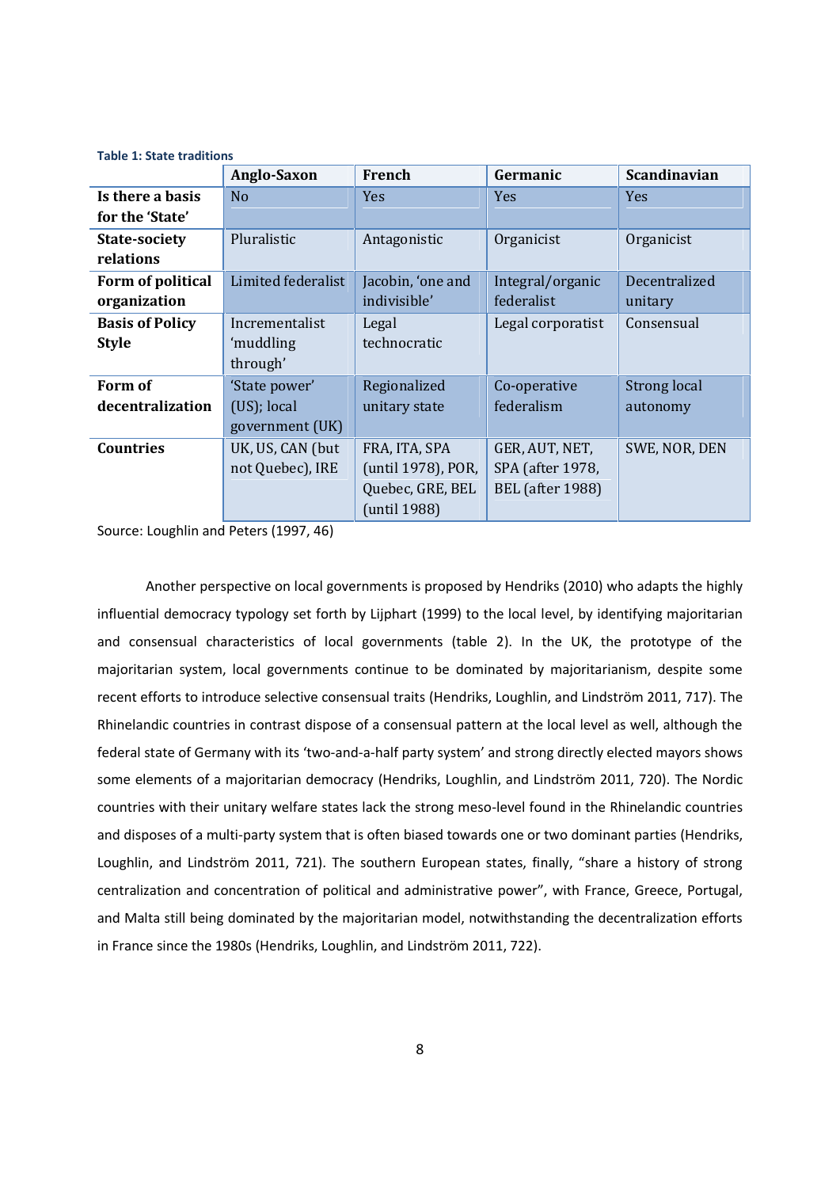**Table 1: State traditions**

| | Anglo-Saxon | French | Germanic | Scandinavian |
|---|---|---|---|---|
| **Is there a basis for the 'State'** | No | Yes | Yes | Yes |
| **State-society relations** | Pluralistic | Antagonistic | Organicist | Organicist |
| **Form of political organization** | Limited federalist | Jacobin, 'one and indivisible' | Integral/organic federalist | Decentralized unitary |
| **Basis of Policy Style** | Incrementalist 'muddling through' | Legal technocratic | Legal corporatist | Consensual |
| **Form of decentralization** | 'State power' (US); local government (UK) | Regionalized unitary state | Co-operative federalism | Strong local autonomy |
| **Countries** | UK, US, CAN (but not Quebec), IRE | FRA, ITA, SPA (until 1978), POR, Quebec, GRE, BEL (until 1988) | GER, AUT, NET, SPA (after 1978, BEL (after 1988) | SWE, NOR, DEN |

Source: Loughlin and Peters (1997, 46)

Another perspective on local governments is proposed by Hendriks (2010) who adapts the highly influential democracy typology set forth by Lijphart (1999) to the local level, by identifying majoritarian and consensual characteristics of local governments (table 2). In the UK, the prototype of the majoritarian system, local governments continue to be dominated by majoritarianism, despite some recent efforts to introduce selective consensual traits (Hendriks, Loughlin, and Lindström 2011, 717). The Rhinelandic countries in contrast dispose of a consensual pattern at the local level as well, although the federal state of Germany with its 'two-and-a-half party system' and strong directly elected mayors shows some elements of a majoritarian democracy (Hendriks, Loughlin, and Lindström 2011, 720). The Nordic countries with their unitary welfare states lack the strong meso-level found in the Rhinelandic countries and disposes of a multi-party system that is often biased towards one or two dominant parties (Hendriks, Loughlin, and Lindström 2011, 721). The southern European states, finally, "share a history of strong centralization and concentration of political and administrative power", with France, Greece, Portugal, and Malta still being dominated by the majoritarian model, notwithstanding the decentralization efforts in France since the 1980s (Hendriks, Loughlin, and Lindström 2011, 722).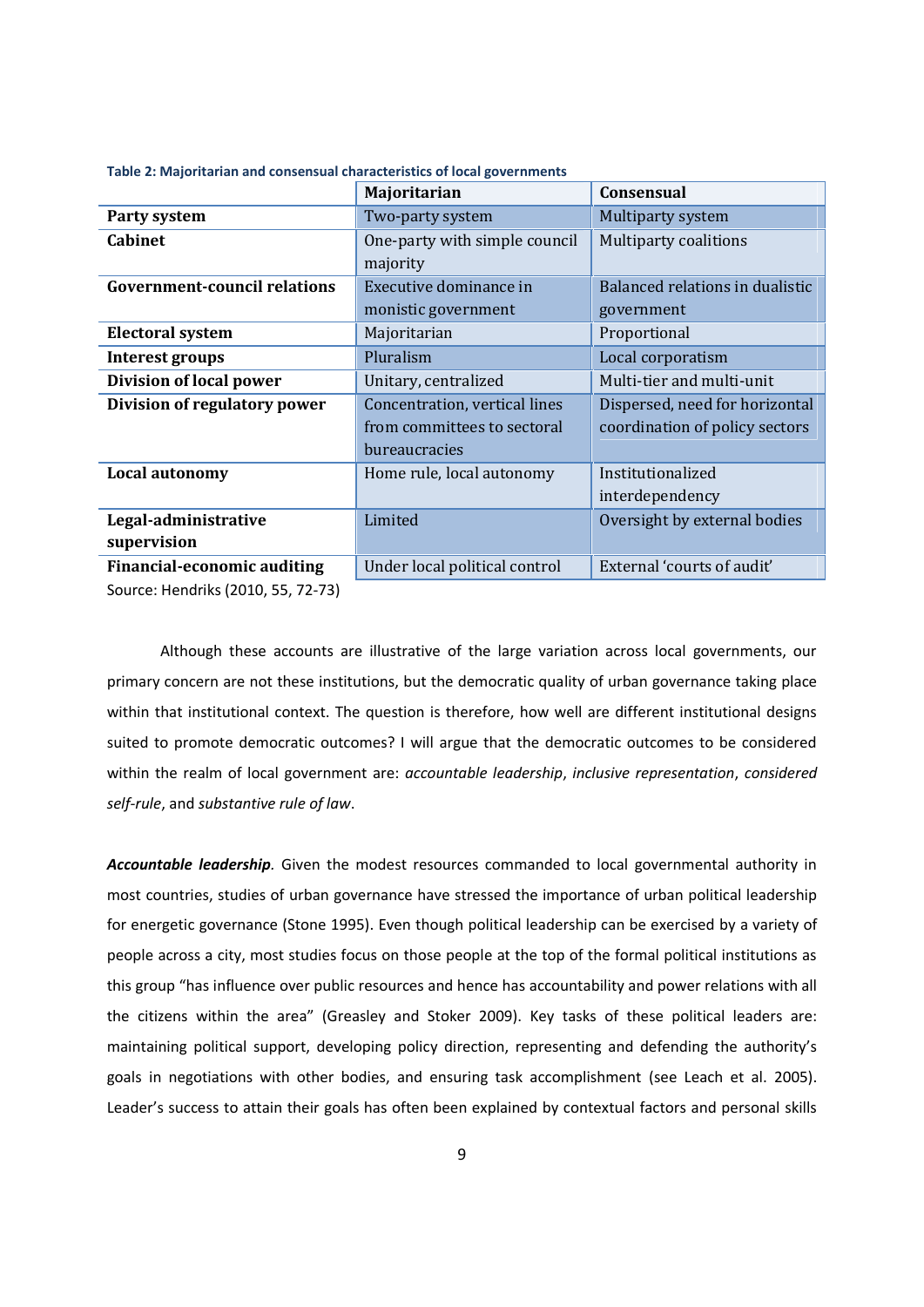**Table 2: Majoritarian and consensual characteristics of local governments**

| | Majoritarian | Consensual |
|---|---|---|
| **Party system** | Two-party system | Multiparty system |
| **Cabinet** | One-party with simple council majority | Multiparty coalitions |
| **Government-council relations** | Executive dominance in monistic government | Balanced relations in dualistic government |
| **Electoral system** | Majoritarian | Proportional |
| **Interest groups** | Pluralism | Local corporatism |
| **Division of local power** | Unitary, centralized | Multi-tier and multi-unit |
| **Division of regulatory power** | Concentration, vertical lines from committees to sectoral bureaucracies | Dispersed, need for horizontal coordination of policy sectors |
| **Local autonomy** | Home rule, local autonomy | Institutionalized interdependency |
| **Legal-administrative supervision** | Limited | Oversight by external bodies |
| **Financial-economic auditing** | Under local political control | External 'courts of audit' |

Source: Hendriks (2010, 55, 72-73)

Although these accounts are illustrative of the large variation across local governments, our primary concern are not these institutions, but the democratic quality of urban governance taking place within that institutional context. The question is therefore, how well are different institutional designs suited to promote democratic outcomes? I will argue that the democratic outcomes to be considered within the realm of local government are: *accountable leadership*, *inclusive representation*, *considered self-rule*, and *substantive rule of law*.

***Accountable leadership.*** Given the modest resources commanded to local governmental authority in most countries, studies of urban governance have stressed the importance of urban political leadership for energetic governance (Stone 1995). Even though political leadership can be exercised by a variety of people across a city, most studies focus on those people at the top of the formal political institutions as this group "has influence over public resources and hence has accountability and power relations with all the citizens within the area" (Greasley and Stoker 2009). Key tasks of these political leaders are: maintaining political support, developing policy direction, representing and defending the authority's goals in negotiations with other bodies, and ensuring task accomplishment (see Leach et al. 2005). Leader's success to attain their goals has often been explained by contextual factors and personal skills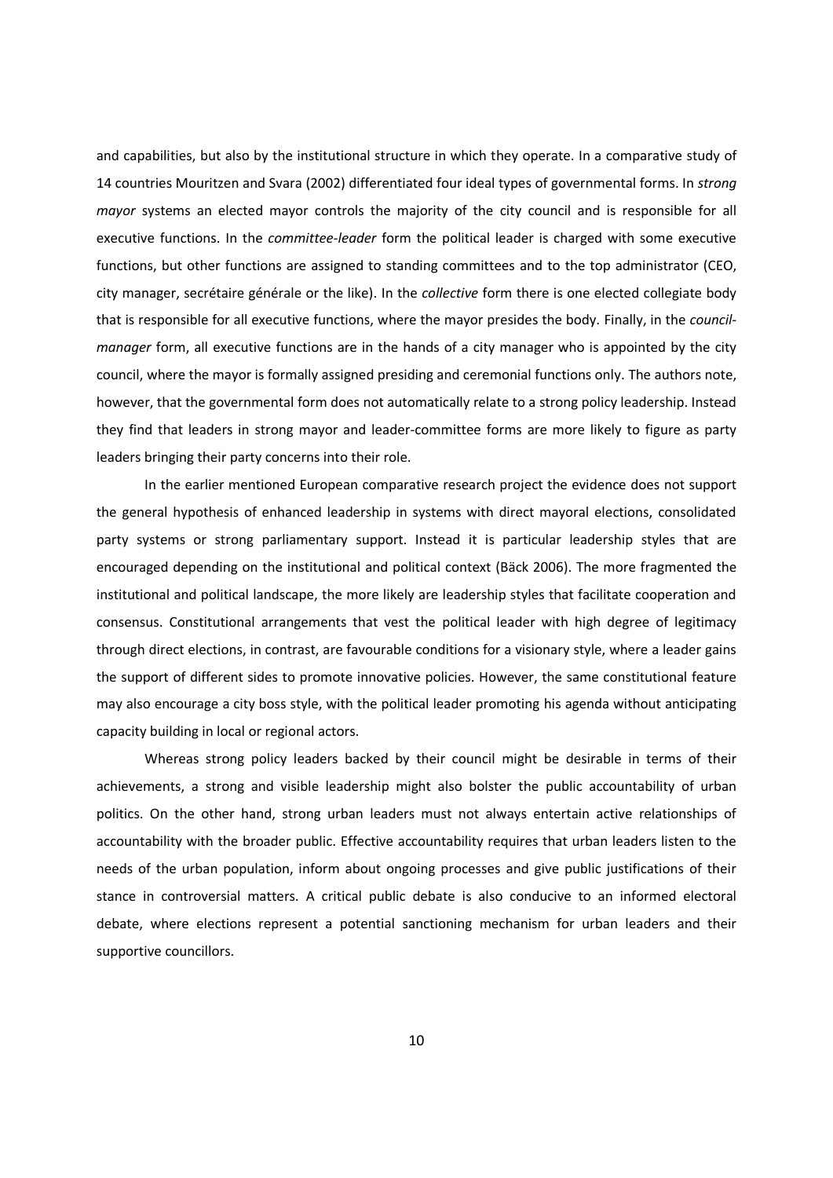and capabilities, but also by the institutional structure in which they operate. In a comparative study of 14 countries Mouritzen and Svara (2002) differentiated four ideal types of governmental forms. In *strong mayor* systems an elected mayor controls the majority of the city council and is responsible for all executive functions. In the *committee-leader* form the political leader is charged with some executive functions, but other functions are assigned to standing committees and to the top administrator (CEO, city manager, secrétaire générale or the like). In the *collective* form there is one elected collegiate body that is responsible for all executive functions, where the mayor presides the body. Finally, in the *council-manager* form, all executive functions are in the hands of a city manager who is appointed by the city council, where the mayor is formally assigned presiding and ceremonial functions only. The authors note, however, that the governmental form does not automatically relate to a strong policy leadership. Instead they find that leaders in strong mayor and leader-committee forms are more likely to figure as party leaders bringing their party concerns into their role.

In the earlier mentioned European comparative research project the evidence does not support the general hypothesis of enhanced leadership in systems with direct mayoral elections, consolidated party systems or strong parliamentary support. Instead it is particular leadership styles that are encouraged depending on the institutional and political context (Bäck 2006). The more fragmented the institutional and political landscape, the more likely are leadership styles that facilitate cooperation and consensus. Constitutional arrangements that vest the political leader with high degree of legitimacy through direct elections, in contrast, are favourable conditions for a visionary style, where a leader gains the support of different sides to promote innovative policies. However, the same constitutional feature may also encourage a city boss style, with the political leader promoting his agenda without anticipating capacity building in local or regional actors.

Whereas strong policy leaders backed by their council might be desirable in terms of their achievements, a strong and visible leadership might also bolster the public accountability of urban politics. On the other hand, strong urban leaders must not always entertain active relationships of accountability with the broader public. Effective accountability requires that urban leaders listen to the needs of the urban population, inform about ongoing processes and give public justifications of their stance in controversial matters. A critical public debate is also conducive to an informed electoral debate, where elections represent a potential sanctioning mechanism for urban leaders and their supportive councillors.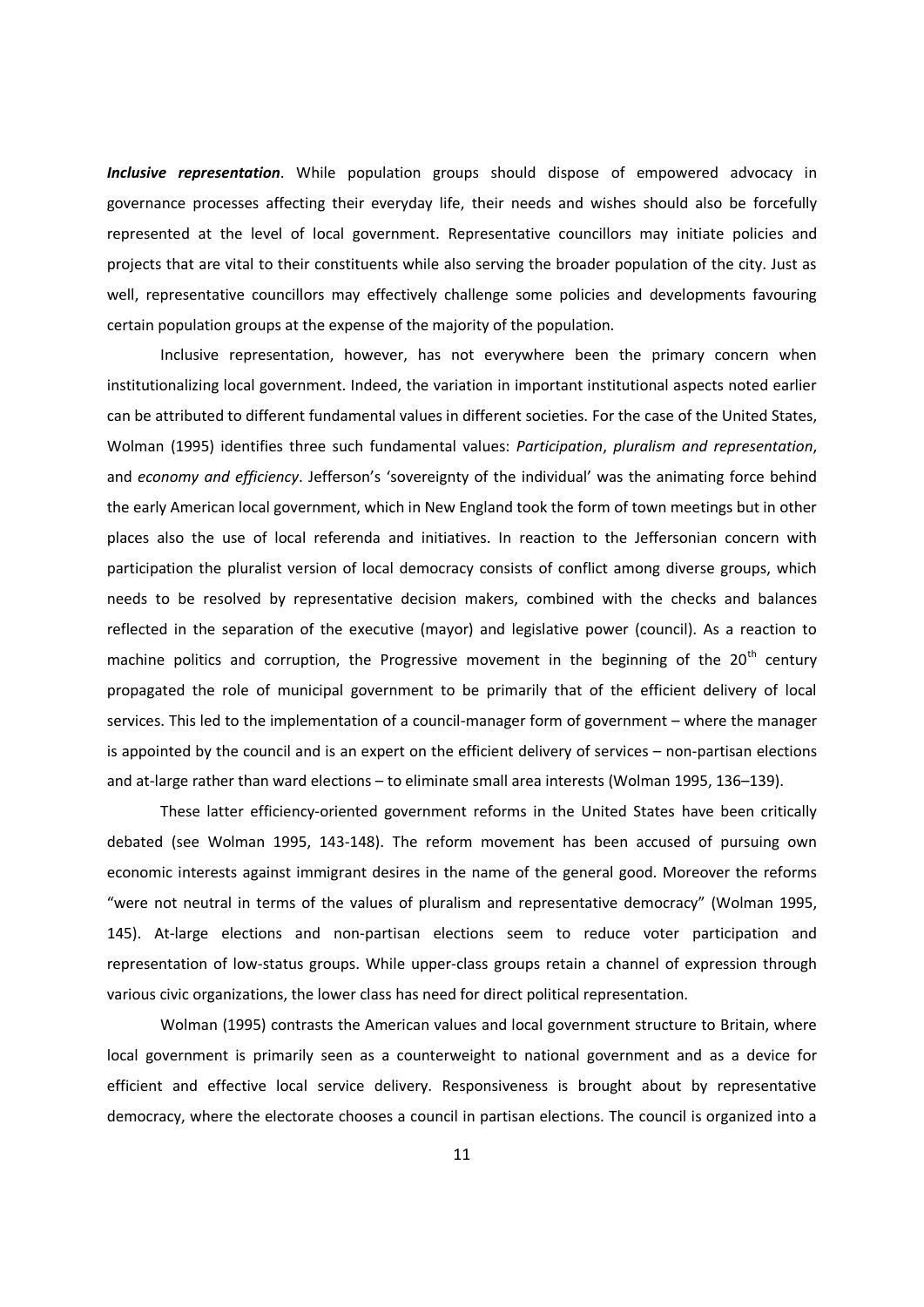***Inclusive representation***. While population groups should dispose of empowered advocacy in governance processes affecting their everyday life, their needs and wishes should also be forcefully represented at the level of local government. Representative councillors may initiate policies and projects that are vital to their constituents while also serving the broader population of the city. Just as well, representative councillors may effectively challenge some policies and developments favouring certain population groups at the expense of the majority of the population.

Inclusive representation, however, has not everywhere been the primary concern when institutionalizing local government. Indeed, the variation in important institutional aspects noted earlier can be attributed to different fundamental values in different societies. For the case of the United States, Wolman (1995) identifies three such fundamental values: *Participation*, *pluralism and representation*, and *economy and efficiency*. Jefferson's 'sovereignty of the individual' was the animating force behind the early American local government, which in New England took the form of town meetings but in other places also the use of local referenda and initiatives. In reaction to the Jeffersonian concern with participation the pluralist version of local democracy consists of conflict among diverse groups, which needs to be resolved by representative decision makers, combined with the checks and balances reflected in the separation of the executive (mayor) and legislative power (council). As a reaction to machine politics and corruption, the Progressive movement in the beginning of the 20th century propagated the role of municipal government to be primarily that of the efficient delivery of local services. This led to the implementation of a council-manager form of government – where the manager is appointed by the council and is an expert on the efficient delivery of services – non-partisan elections and at-large rather than ward elections – to eliminate small area interests (Wolman 1995, 136–139).

These latter efficiency-oriented government reforms in the United States have been critically debated (see Wolman 1995, 143-148). The reform movement has been accused of pursuing own economic interests against immigrant desires in the name of the general good. Moreover the reforms "were not neutral in terms of the values of pluralism and representative democracy" (Wolman 1995, 145). At-large elections and non-partisan elections seem to reduce voter participation and representation of low-status groups. While upper-class groups retain a channel of expression through various civic organizations, the lower class has need for direct political representation.

Wolman (1995) contrasts the American values and local government structure to Britain, where local government is primarily seen as a counterweight to national government and as a device for efficient and effective local service delivery. Responsiveness is brought about by representative democracy, where the electorate chooses a council in partisan elections. The council is organized into a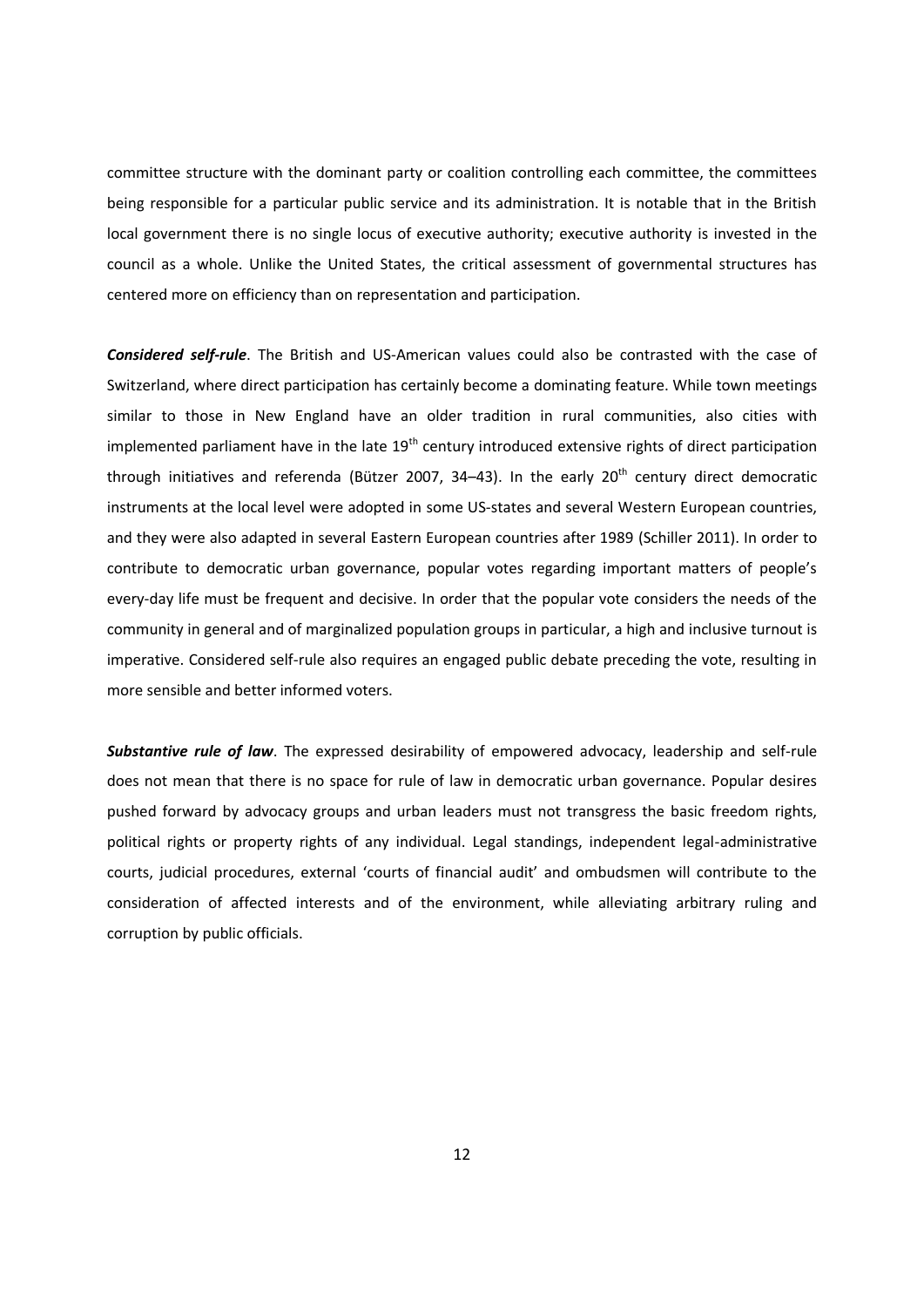committee structure with the dominant party or coalition controlling each committee, the committees being responsible for a particular public service and its administration. It is notable that in the British local government there is no single locus of executive authority; executive authority is invested in the council as a whole. Unlike the United States, the critical assessment of governmental structures has centered more on efficiency than on representation and participation.

***Considered self-rule***. The British and US-American values could also be contrasted with the case of Switzerland, where direct participation has certainly become a dominating feature. While town meetings similar to those in New England have an older tradition in rural communities, also cities with implemented parliament have in the late 19th century introduced extensive rights of direct participation through initiatives and referenda (Bützer 2007, 34–43). In the early 20th century direct democratic instruments at the local level were adopted in some US-states and several Western European countries, and they were also adapted in several Eastern European countries after 1989 (Schiller 2011). In order to contribute to democratic urban governance, popular votes regarding important matters of people's every-day life must be frequent and decisive. In order that the popular vote considers the needs of the community in general and of marginalized population groups in particular, a high and inclusive turnout is imperative. Considered self-rule also requires an engaged public debate preceding the vote, resulting in more sensible and better informed voters.

***Substantive rule of law***. The expressed desirability of empowered advocacy, leadership and self-rule does not mean that there is no space for rule of law in democratic urban governance. Popular desires pushed forward by advocacy groups and urban leaders must not transgress the basic freedom rights, political rights or property rights of any individual. Legal standings, independent legal-administrative courts, judicial procedures, external 'courts of financial audit' and ombudsmen will contribute to the consideration of affected interests and of the environment, while alleviating arbitrary ruling and corruption by public officials.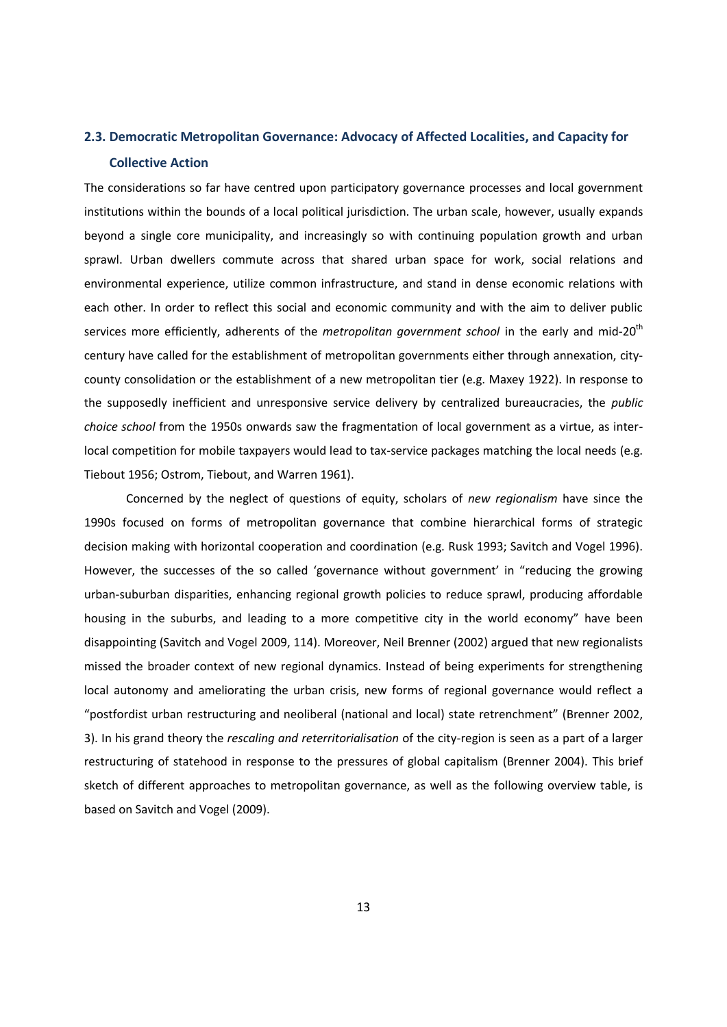### 2.3. Democratic Metropolitan Governance: Advocacy of Affected Localities, and Capacity for Collective Action

The considerations so far have centred upon participatory governance processes and local government institutions within the bounds of a local political jurisdiction. The urban scale, however, usually expands beyond a single core municipality, and increasingly so with continuing population growth and urban sprawl. Urban dwellers commute across that shared urban space for work, social relations and environmental experience, utilize common infrastructure, and stand in dense economic relations with each other. In order to reflect this social and economic community and with the aim to deliver public services more efficiently, adherents of the *metropolitan government school* in the early and mid-20th century have called for the establishment of metropolitan governments either through annexation, city-county consolidation or the establishment of a new metropolitan tier (e.g. Maxey 1922). In response to the supposedly inefficient and unresponsive service delivery by centralized bureaucracies, the *public choice school* from the 1950s onwards saw the fragmentation of local government as a virtue, as inter-local competition for mobile taxpayers would lead to tax-service packages matching the local needs (e.g. Tiebout 1956; Ostrom, Tiebout, and Warren 1961).

Concerned by the neglect of questions of equity, scholars of *new regionalism* have since the 1990s focused on forms of metropolitan governance that combine hierarchical forms of strategic decision making with horizontal cooperation and coordination (e.g. Rusk 1993; Savitch and Vogel 1996). However, the successes of the so called 'governance without government' in "reducing the growing urban-suburban disparities, enhancing regional growth policies to reduce sprawl, producing affordable housing in the suburbs, and leading to a more competitive city in the world economy" have been disappointing (Savitch and Vogel 2009, 114). Moreover, Neil Brenner (2002) argued that new regionalists missed the broader context of new regional dynamics. Instead of being experiments for strengthening local autonomy and ameliorating the urban crisis, new forms of regional governance would reflect a "postfordist urban restructuring and neoliberal (national and local) state retrenchment" (Brenner 2002, 3). In his grand theory the *rescaling and reterritorialisation* of the city-region is seen as a part of a larger restructuring of statehood in response to the pressures of global capitalism (Brenner 2004). This brief sketch of different approaches to metropolitan governance, as well as the following overview table, is based on Savitch and Vogel (2009).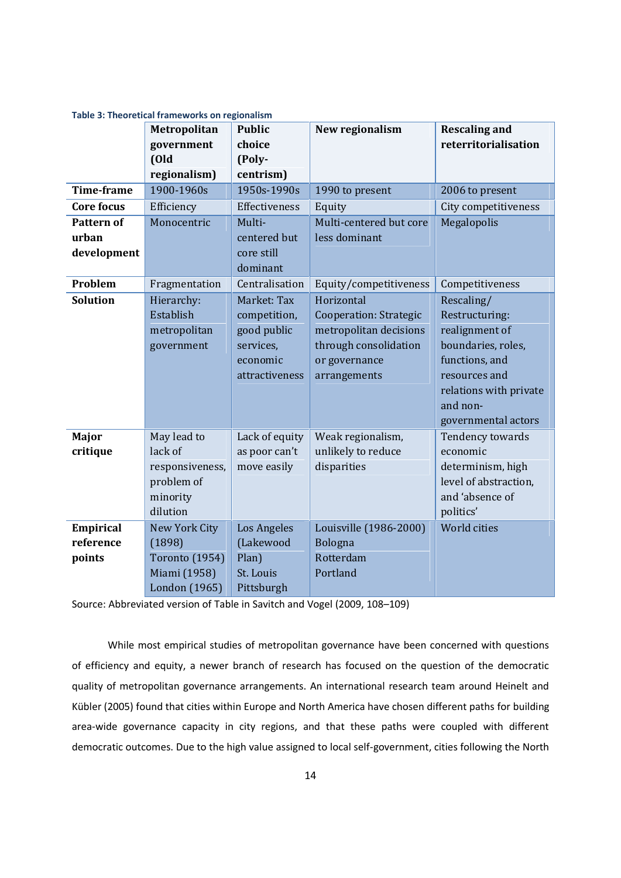**Table 3: Theoretical frameworks on regionalism**

| | Metropolitan government (Old regionalism) | Public choice (Poly-centrism) | New regionalism | Rescaling and reterritorialisation |
|---|---|---|---|---|
| **Time-frame** | 1900-1960s | 1950s-1990s | 1990 to present | 2006 to present |
| **Core focus** | Efficiency | Effectiveness | Equity | City competitiveness |
| **Pattern of urban development** | Monocentric | Multi-centered but core still dominant | Multi-centered but core less dominant | Megalopolis |
| **Problem** | Fragmentation | Centralisation | Equity/competitiveness | Competitiveness |
| **Solution** | Hierarchy: Establish metropolitan government | Market: Tax competition, good public services, economic attractiveness | Horizontal Cooperation: Strategic metropolitan decisions through consolidation or governance arrangements | Rescaling/ Restructuring: realignment of boundaries, roles, functions, and resources and relations with private and non-governmental actors |
| **Major critique** | May lead to lack of responsiveness, problem of minority dilution | Lack of equity as poor can't move easily | Weak regionalism, unlikely to reduce disparities | Tendency towards economic determinism, high level of abstraction, and 'absence of politics' |
| **Empirical reference points** | New York City (1898) Toronto (1954) Miami (1958) London (1965) | Los Angeles (Lakewood Plan) St. Louis Pittsburgh | Louisville (1986-2000) Bologna Rotterdam Portland | World cities |

Source: Abbreviated version of Table in Savitch and Vogel (2009, 108–109)

While most empirical studies of metropolitan governance have been concerned with questions of efficiency and equity, a newer branch of research has focused on the question of the democratic quality of metropolitan governance arrangements. An international research team around Heinelt and Kübler (2005) found that cities within Europe and North America have chosen different paths for building area-wide governance capacity in city regions, and that these paths were coupled with different democratic outcomes. Due to the high value assigned to local self-government, cities following the North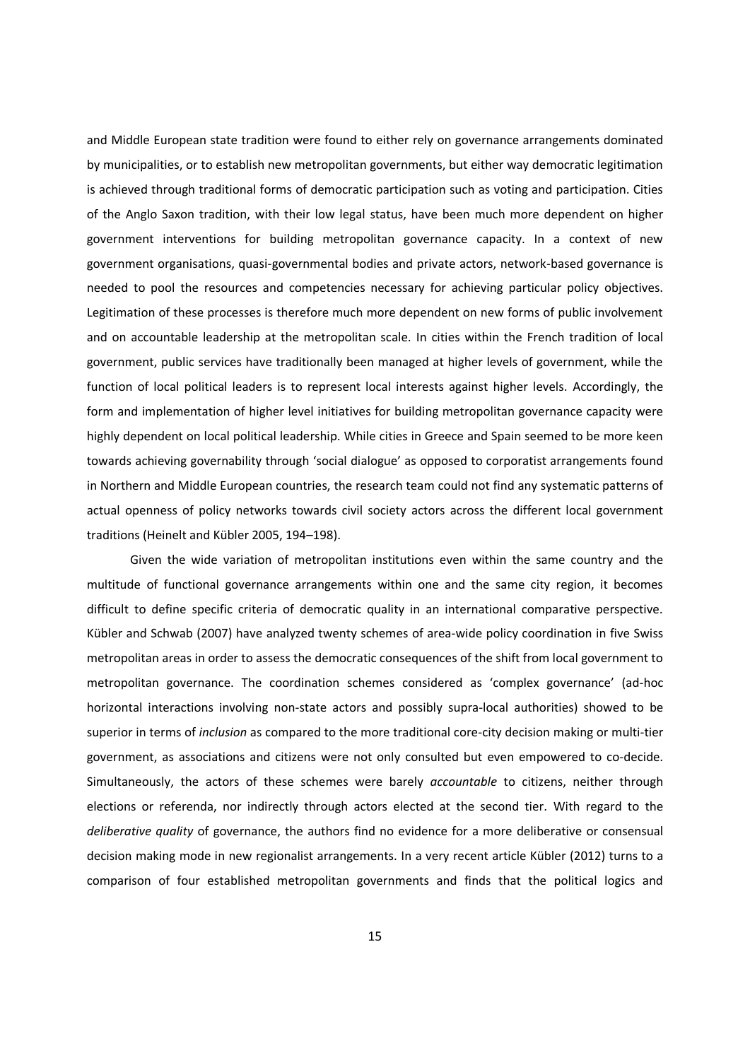and Middle European state tradition were found to either rely on governance arrangements dominated by municipalities, or to establish new metropolitan governments, but either way democratic legitimation is achieved through traditional forms of democratic participation such as voting and participation. Cities of the Anglo Saxon tradition, with their low legal status, have been much more dependent on higher government interventions for building metropolitan governance capacity. In a context of new government organisations, quasi-governmental bodies and private actors, network-based governance is needed to pool the resources and competencies necessary for achieving particular policy objectives. Legitimation of these processes is therefore much more dependent on new forms of public involvement and on accountable leadership at the metropolitan scale. In cities within the French tradition of local government, public services have traditionally been managed at higher levels of government, while the function of local political leaders is to represent local interests against higher levels. Accordingly, the form and implementation of higher level initiatives for building metropolitan governance capacity were highly dependent on local political leadership. While cities in Greece and Spain seemed to be more keen towards achieving governability through 'social dialogue' as opposed to corporatist arrangements found in Northern and Middle European countries, the research team could not find any systematic patterns of actual openness of policy networks towards civil society actors across the different local government traditions (Heinelt and Kübler 2005, 194–198).

Given the wide variation of metropolitan institutions even within the same country and the multitude of functional governance arrangements within one and the same city region, it becomes difficult to define specific criteria of democratic quality in an international comparative perspective. Kübler and Schwab (2007) have analyzed twenty schemes of area-wide policy coordination in five Swiss metropolitan areas in order to assess the democratic consequences of the shift from local government to metropolitan governance. The coordination schemes considered as 'complex governance' (ad-hoc horizontal interactions involving non-state actors and possibly supra-local authorities) showed to be superior in terms of *inclusion* as compared to the more traditional core-city decision making or multi-tier government, as associations and citizens were not only consulted but even empowered to co-decide. Simultaneously, the actors of these schemes were barely *accountable* to citizens, neither through elections or referenda, nor indirectly through actors elected at the second tier. With regard to the *deliberative quality* of governance, the authors find no evidence for a more deliberative or consensual decision making mode in new regionalist arrangements. In a very recent article Kübler (2012) turns to a comparison of four established metropolitan governments and finds that the political logics and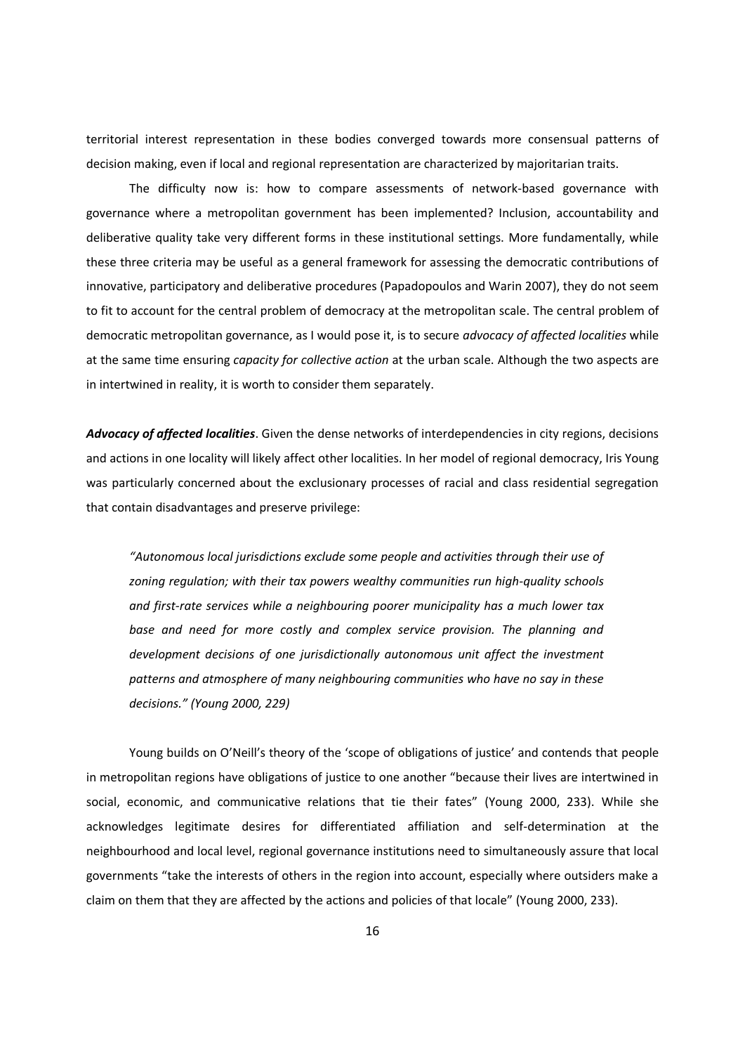territorial interest representation in these bodies converged towards more consensual patterns of decision making, even if local and regional representation are characterized by majoritarian traits.

The difficulty now is: how to compare assessments of network-based governance with governance where a metropolitan government has been implemented? Inclusion, accountability and deliberative quality take very different forms in these institutional settings. More fundamentally, while these three criteria may be useful as a general framework for assessing the democratic contributions of innovative, participatory and deliberative procedures (Papadopoulos and Warin 2007), they do not seem to fit to account for the central problem of democracy at the metropolitan scale. The central problem of democratic metropolitan governance, as I would pose it, is to secure *advocacy of affected localities* while at the same time ensuring *capacity for collective action* at the urban scale. Although the two aspects are in intertwined in reality, it is worth to consider them separately.

***Advocacy of affected localities***. Given the dense networks of interdependencies in city regions, decisions and actions in one locality will likely affect other localities. In her model of regional democracy, Iris Young was particularly concerned about the exclusionary processes of racial and class residential segregation that contain disadvantages and preserve privilege:

> *"Autonomous local jurisdictions exclude some people and activities through their use of zoning regulation; with their tax powers wealthy communities run high-quality schools and first-rate services while a neighbouring poorer municipality has a much lower tax base and need for more costly and complex service provision. The planning and development decisions of one jurisdictionally autonomous unit affect the investment patterns and atmosphere of many neighbouring communities who have no say in these decisions." (Young 2000, 229)*

Young builds on O'Neill's theory of the 'scope of obligations of justice' and contends that people in metropolitan regions have obligations of justice to one another "because their lives are intertwined in social, economic, and communicative relations that tie their fates" (Young 2000, 233). While she acknowledges legitimate desires for differentiated affiliation and self-determination at the neighbourhood and local level, regional governance institutions need to simultaneously assure that local governments "take the interests of others in the region into account, especially where outsiders make a claim on them that they are affected by the actions and policies of that locale" (Young 2000, 233).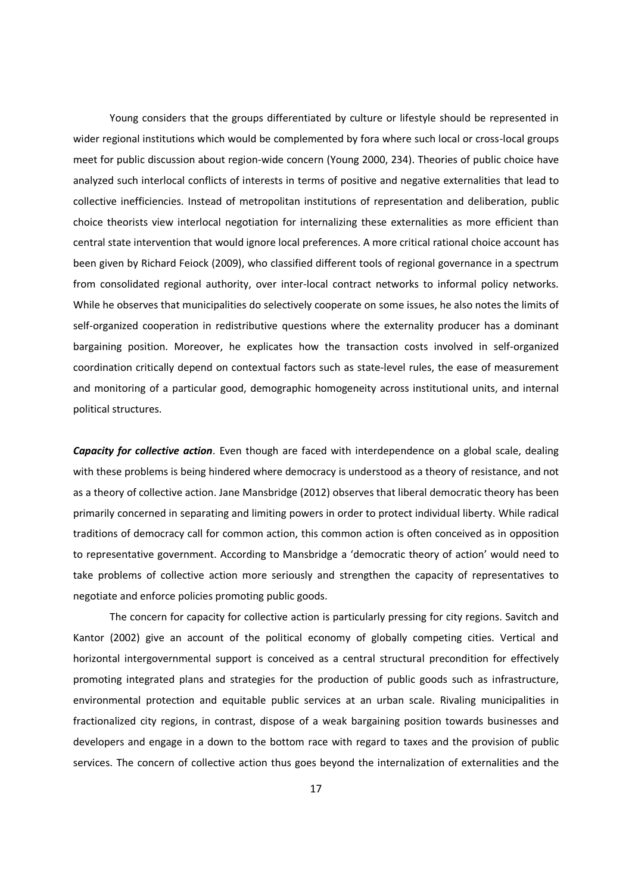Young considers that the groups differentiated by culture or lifestyle should be represented in wider regional institutions which would be complemented by fora where such local or cross-local groups meet for public discussion about region-wide concern (Young 2000, 234). Theories of public choice have analyzed such interlocal conflicts of interests in terms of positive and negative externalities that lead to collective inefficiencies. Instead of metropolitan institutions of representation and deliberation, public choice theorists view interlocal negotiation for internalizing these externalities as more efficient than central state intervention that would ignore local preferences. A more critical rational choice account has been given by Richard Feiock (2009), who classified different tools of regional governance in a spectrum from consolidated regional authority, over inter-local contract networks to informal policy networks. While he observes that municipalities do selectively cooperate on some issues, he also notes the limits of self-organized cooperation in redistributive questions where the externality producer has a dominant bargaining position. Moreover, he explicates how the transaction costs involved in self-organized coordination critically depend on contextual factors such as state-level rules, the ease of measurement and monitoring of a particular good, demographic homogeneity across institutional units, and internal political structures.

***Capacity for collective action***. Even though are faced with interdependence on a global scale, dealing with these problems is being hindered where democracy is understood as a theory of resistance, and not as a theory of collective action. Jane Mansbridge (2012) observes that liberal democratic theory has been primarily concerned in separating and limiting powers in order to protect individual liberty. While radical traditions of democracy call for common action, this common action is often conceived as in opposition to representative government. According to Mansbridge a 'democratic theory of action' would need to take problems of collective action more seriously and strengthen the capacity of representatives to negotiate and enforce policies promoting public goods.

The concern for capacity for collective action is particularly pressing for city regions. Savitch and Kantor (2002) give an account of the political economy of globally competing cities. Vertical and horizontal intergovernmental support is conceived as a central structural precondition for effectively promoting integrated plans and strategies for the production of public goods such as infrastructure, environmental protection and equitable public services at an urban scale. Rivaling municipalities in fractionalized city regions, in contrast, dispose of a weak bargaining position towards businesses and developers and engage in a down to the bottom race with regard to taxes and the provision of public services. The concern of collective action thus goes beyond the internalization of externalities and the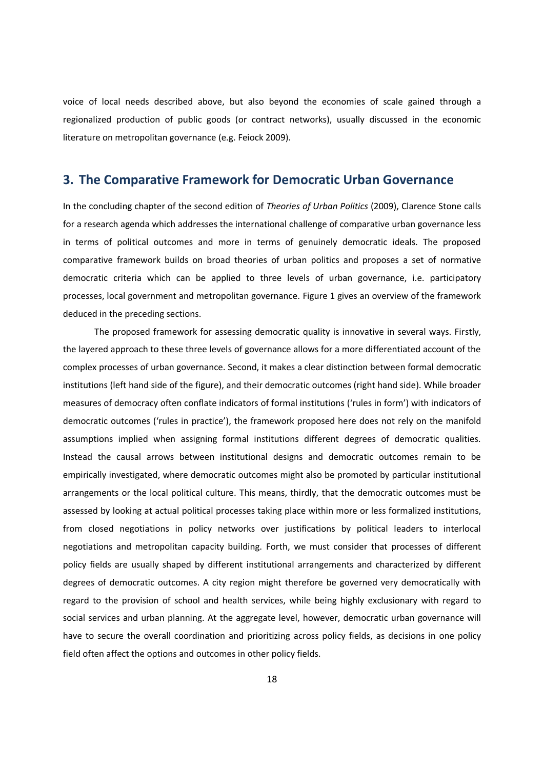voice of local needs described above, but also beyond the economies of scale gained through a regionalized production of public goods (or contract networks), usually discussed in the economic literature on metropolitan governance (e.g. Feiock 2009).

## 3. The Comparative Framework for Democratic Urban Governance

In the concluding chapter of the second edition of *Theories of Urban Politics* (2009), Clarence Stone calls for a research agenda which addresses the international challenge of comparative urban governance less in terms of political outcomes and more in terms of genuinely democratic ideals. The proposed comparative framework builds on broad theories of urban politics and proposes a set of normative democratic criteria which can be applied to three levels of urban governance, i.e. participatory processes, local government and metropolitan governance. Figure 1 gives an overview of the framework deduced in the preceding sections.

The proposed framework for assessing democratic quality is innovative in several ways. Firstly, the layered approach to these three levels of governance allows for a more differentiated account of the complex processes of urban governance. Second, it makes a clear distinction between formal democratic institutions (left hand side of the figure), and their democratic outcomes (right hand side). While broader measures of democracy often conflate indicators of formal institutions ('rules in form') with indicators of democratic outcomes ('rules in practice'), the framework proposed here does not rely on the manifold assumptions implied when assigning formal institutions different degrees of democratic qualities. Instead the causal arrows between institutional designs and democratic outcomes remain to be empirically investigated, where democratic outcomes might also be promoted by particular institutional arrangements or the local political culture. This means, thirdly, that the democratic outcomes must be assessed by looking at actual political processes taking place within more or less formalized institutions, from closed negotiations in policy networks over justifications by political leaders to interlocal negotiations and metropolitan capacity building. Forth, we must consider that processes of different policy fields are usually shaped by different institutional arrangements and characterized by different degrees of democratic outcomes. A city region might therefore be governed very democratically with regard to the provision of school and health services, while being highly exclusionary with regard to social services and urban planning. At the aggregate level, however, democratic urban governance will have to secure the overall coordination and prioritizing across policy fields, as decisions in one policy field often affect the options and outcomes in other policy fields.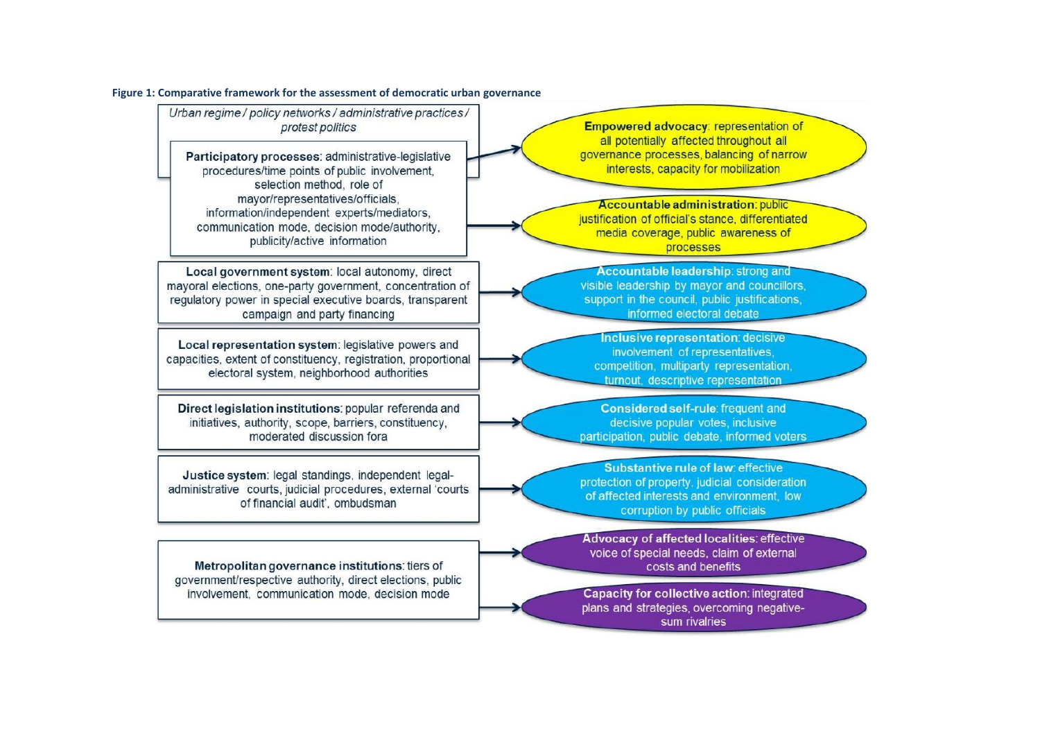**Figure 1: Comparative framework for the assessment of democratic urban governance**

*Urban regime / policy networks / administrative practices / protest politics*

**Participatory processes**: administrative-legislative procedures/time points of public involvement, selection method, role of mayor/representatives/officials, information/independent experts/mediators, communication mode, decision mode/authority, publicity/active information

→ **Empowered advocacy**: representation of all potentially affected throughout all governance processes, balancing of narrow interests, capacity for mobilization

→ **Accountable administration**: public justification of official's stance, differentiated media coverage, public awareness of processes

**Local government system**: local autonomy, direct mayoral elections, one-party government, concentration of regulatory power in special executive boards, transparent campaign and party financing

→ **Accountable leadership**: strong and visible leadership by mayor and councillors, support in the council, public justifications, informed electoral debate

**Local representation system**: legislative powers and capacities, extent of constituency, registration, proportional electoral system, neighborhood authorities

→ **Inclusive representation**: decisive involvement of representatives, competition, multiparty representation, turnout, descriptive representation

**Direct legislation institutions**: popular referenda and initiatives, authority, scope, barriers, constituency, moderated discussion fora

→ **Considered self-rule**: frequent and decisive popular votes, inclusive participation, public debate, informed voters

**Justice system**: legal standings, independent legal-administrative courts, judicial procedures, external 'courts of financial audit', ombudsman

→ **Substantive rule of law**: effective protection of property, judicial consideration of affected interests and environment, low corruption by public officials

**Metropolitan governance institutions**: tiers of government/respective authority, direct elections, public involvement, communication mode, decision mode

→ **Advocacy of affected localities**: effective voice of special needs, claim of external costs and benefits

→ **Capacity for collective action**: integrated plans and strategies, overcoming negative-sum rivalries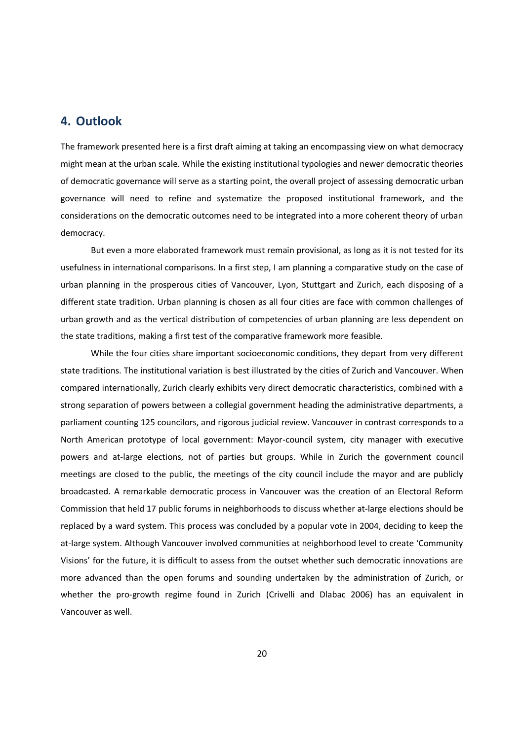## 4. Outlook

The framework presented here is a first draft aiming at taking an encompassing view on what democracy might mean at the urban scale. While the existing institutional typologies and newer democratic theories of democratic governance will serve as a starting point, the overall project of assessing democratic urban governance will need to refine and systematize the proposed institutional framework, and the considerations on the democratic outcomes need to be integrated into a more coherent theory of urban democracy.

But even a more elaborated framework must remain provisional, as long as it is not tested for its usefulness in international comparisons. In a first step, I am planning a comparative study on the case of urban planning in the prosperous cities of Vancouver, Lyon, Stuttgart and Zurich, each disposing of a different state tradition. Urban planning is chosen as all four cities are face with common challenges of urban growth and as the vertical distribution of competencies of urban planning are less dependent on the state traditions, making a first test of the comparative framework more feasible.

While the four cities share important socioeconomic conditions, they depart from very different state traditions. The institutional variation is best illustrated by the cities of Zurich and Vancouver. When compared internationally, Zurich clearly exhibits very direct democratic characteristics, combined with a strong separation of powers between a collegial government heading the administrative departments, a parliament counting 125 councilors, and rigorous judicial review. Vancouver in contrast corresponds to a North American prototype of local government: Mayor-council system, city manager with executive powers and at-large elections, not of parties but groups. While in Zurich the government council meetings are closed to the public, the meetings of the city council include the mayor and are publicly broadcasted. A remarkable democratic process in Vancouver was the creation of an Electoral Reform Commission that held 17 public forums in neighborhoods to discuss whether at-large elections should be replaced by a ward system. This process was concluded by a popular vote in 2004, deciding to keep the at-large system. Although Vancouver involved communities at neighborhood level to create 'Community Visions' for the future, it is difficult to assess from the outset whether such democratic innovations are more advanced than the open forums and sounding undertaken by the administration of Zurich, or whether the pro-growth regime found in Zurich (Crivelli and Dlabac 2006) has an equivalent in Vancouver as well.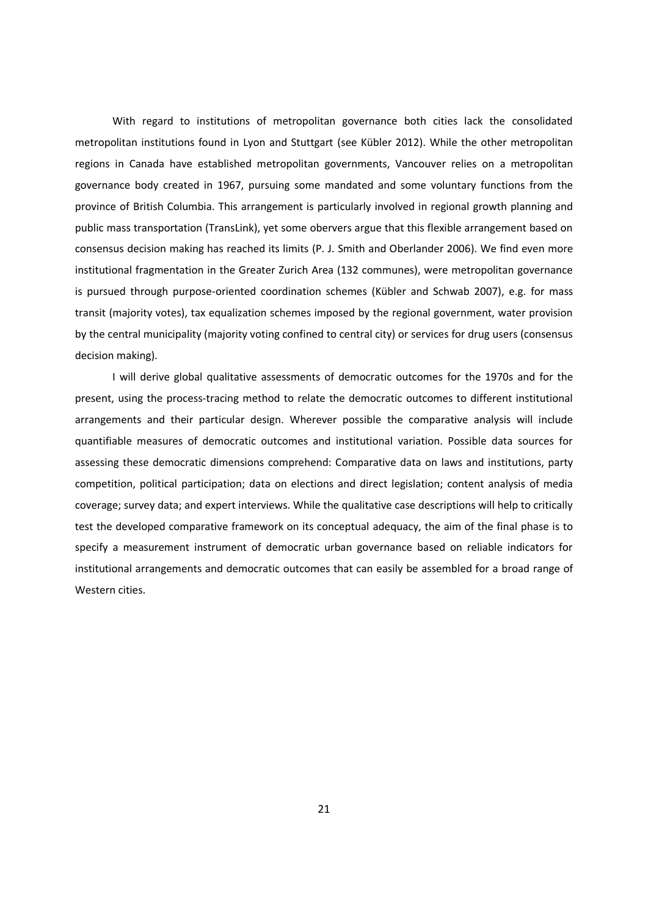With regard to institutions of metropolitan governance both cities lack the consolidated metropolitan institutions found in Lyon and Stuttgart (see Kübler 2012). While the other metropolitan regions in Canada have established metropolitan governments, Vancouver relies on a metropolitan governance body created in 1967, pursuing some mandated and some voluntary functions from the province of British Columbia. This arrangement is particularly involved in regional growth planning and public mass transportation (TransLink), yet some obervers argue that this flexible arrangement based on consensus decision making has reached its limits (P. J. Smith and Oberlander 2006). We find even more institutional fragmentation in the Greater Zurich Area (132 communes), were metropolitan governance is pursued through purpose-oriented coordination schemes (Kübler and Schwab 2007), e.g. for mass transit (majority votes), tax equalization schemes imposed by the regional government, water provision by the central municipality (majority voting confined to central city) or services for drug users (consensus decision making).

I will derive global qualitative assessments of democratic outcomes for the 1970s and for the present, using the process-tracing method to relate the democratic outcomes to different institutional arrangements and their particular design. Wherever possible the comparative analysis will include quantifiable measures of democratic outcomes and institutional variation. Possible data sources for assessing these democratic dimensions comprehend: Comparative data on laws and institutions, party competition, political participation; data on elections and direct legislation; content analysis of media coverage; survey data; and expert interviews. While the qualitative case descriptions will help to critically test the developed comparative framework on its conceptual adequacy, the aim of the final phase is to specify a measurement instrument of democratic urban governance based on reliable indicators for institutional arrangements and democratic outcomes that can easily be assembled for a broad range of Western cities.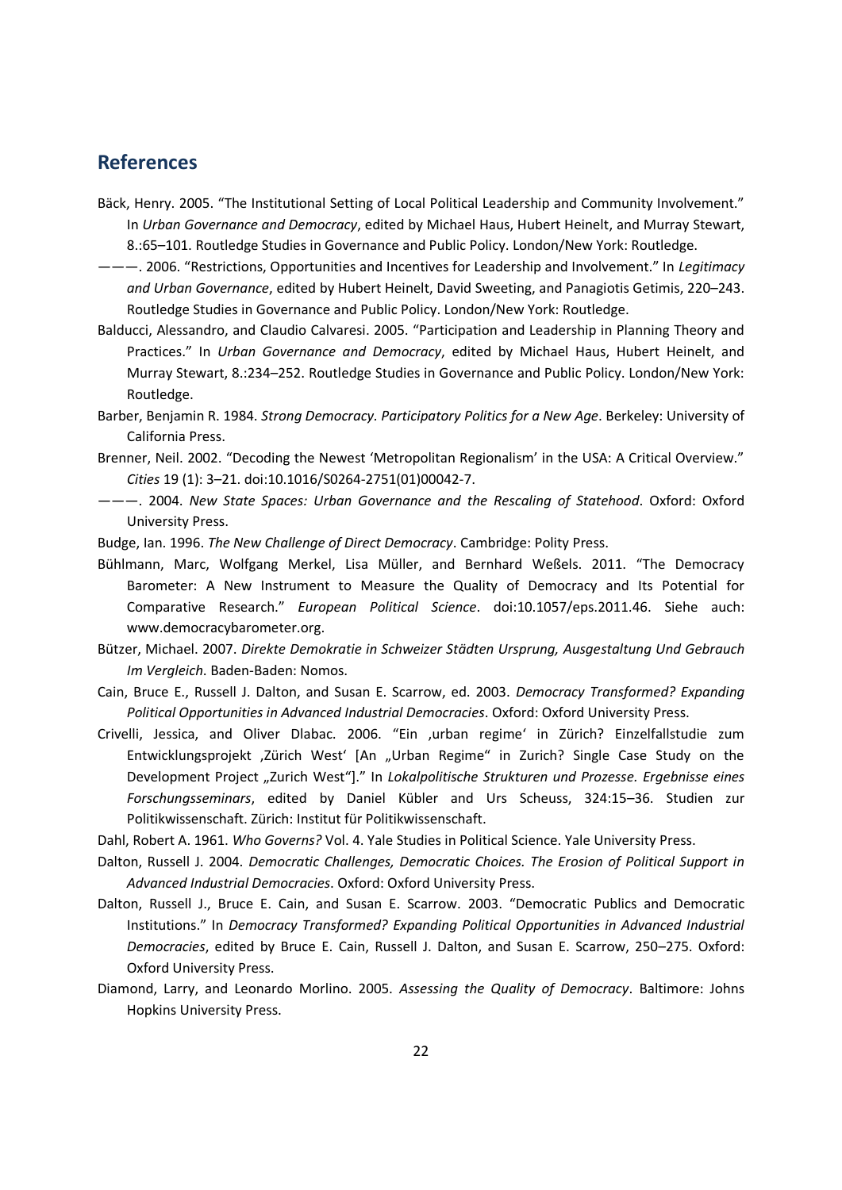## References

Bäck, Henry. 2005. "The Institutional Setting of Local Political Leadership and Community Involvement." In *Urban Governance and Democracy*, edited by Michael Haus, Hubert Heinelt, and Murray Stewart, 8.:65–101. Routledge Studies in Governance and Public Policy. London/New York: Routledge.

———. 2006. "Restrictions, Opportunities and Incentives for Leadership and Involvement." In *Legitimacy and Urban Governance*, edited by Hubert Heinelt, David Sweeting, and Panagiotis Getimis, 220–243. Routledge Studies in Governance and Public Policy. London/New York: Routledge.

Balducci, Alessandro, and Claudio Calvaresi. 2005. "Participation and Leadership in Planning Theory and Practices." In *Urban Governance and Democracy*, edited by Michael Haus, Hubert Heinelt, and Murray Stewart, 8.:234–252. Routledge Studies in Governance and Public Policy. London/New York: Routledge.

Barber, Benjamin R. 1984. *Strong Democracy. Participatory Politics for a New Age*. Berkeley: University of California Press.

Brenner, Neil. 2002. "Decoding the Newest 'Metropolitan Regionalism' in the USA: A Critical Overview." *Cities* 19 (1): 3–21. doi:10.1016/S0264-2751(01)00042-7.

———. 2004. *New State Spaces: Urban Governance and the Rescaling of Statehood*. Oxford: Oxford University Press.

Budge, Ian. 1996. *The New Challenge of Direct Democracy*. Cambridge: Polity Press.

Bühlmann, Marc, Wolfgang Merkel, Lisa Müller, and Bernhard Weßels. 2011. "The Democracy Barometer: A New Instrument to Measure the Quality of Democracy and Its Potential for Comparative Research." *European Political Science*. doi:10.1057/eps.2011.46. Siehe auch: www.democracybarometer.org.

Bützer, Michael. 2007. *Direkte Demokratie in Schweizer Städten Ursprung, Ausgestaltung Und Gebrauch Im Vergleich*. Baden-Baden: Nomos.

Cain, Bruce E., Russell J. Dalton, and Susan E. Scarrow, ed. 2003. *Democracy Transformed? Expanding Political Opportunities in Advanced Industrial Democracies*. Oxford: Oxford University Press.

Crivelli, Jessica, and Oliver Dlabac. 2006. "Ein ‚urban regime' in Zürich? Einzelfallstudie zum Entwicklungsprojekt ‚Zürich West' [An „Urban Regime" in Zurich? Single Case Study on the Development Project „Zurich West"]." In *Lokalpolitische Strukturen und Prozesse. Ergebnisse eines Forschungsseminars*, edited by Daniel Kübler and Urs Scheuss, 324:15–36. Studien zur Politikwissenschaft. Zürich: Institut für Politikwissenschaft.

Dahl, Robert A. 1961. *Who Governs?* Vol. 4. Yale Studies in Political Science. Yale University Press.

Dalton, Russell J. 2004. *Democratic Challenges, Democratic Choices. The Erosion of Political Support in Advanced Industrial Democracies*. Oxford: Oxford University Press.

Dalton, Russell J., Bruce E. Cain, and Susan E. Scarrow. 2003. "Democratic Publics and Democratic Institutions." In *Democracy Transformed? Expanding Political Opportunities in Advanced Industrial Democracies*, edited by Bruce E. Cain, Russell J. Dalton, and Susan E. Scarrow, 250–275. Oxford: Oxford University Press.

Diamond, Larry, and Leonardo Morlino. 2005. *Assessing the Quality of Democracy*. Baltimore: Johns Hopkins University Press.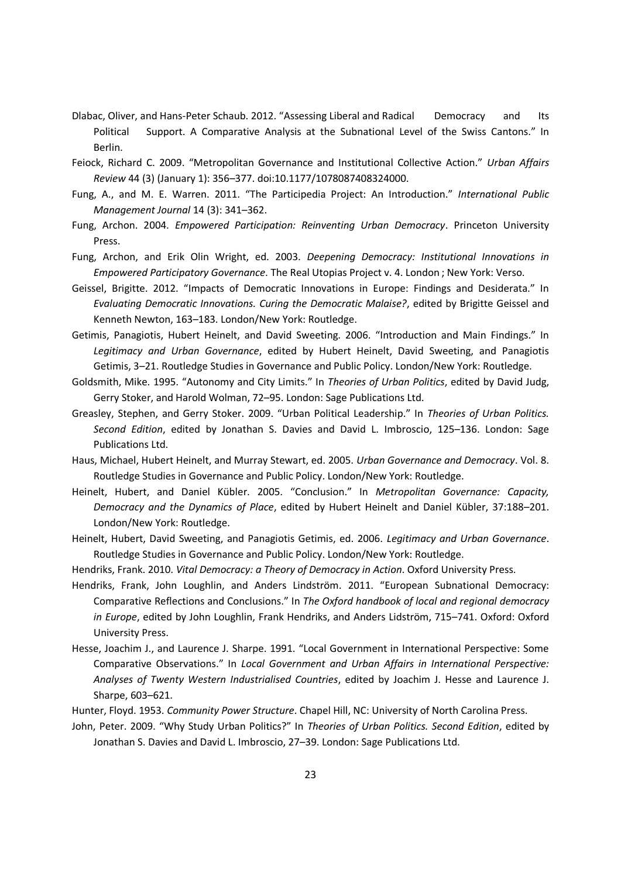Dlabac, Oliver, and Hans-Peter Schaub. 2012. "Assessing Liberal and Radical Democracy and Its Political Support. A Comparative Analysis at the Subnational Level of the Swiss Cantons." In Berlin.

Feiock, Richard C. 2009. "Metropolitan Governance and Institutional Collective Action." *Urban Affairs Review* 44 (3) (January 1): 356–377. doi:10.1177/1078087408324000.

Fung, A., and M. E. Warren. 2011. "The Participedia Project: An Introduction." *International Public Management Journal* 14 (3): 341–362.

Fung, Archon. 2004. *Empowered Participation: Reinventing Urban Democracy*. Princeton University Press.

Fung, Archon, and Erik Olin Wright, ed. 2003. *Deepening Democracy: Institutional Innovations in Empowered Participatory Governance*. The Real Utopias Project v. 4. London ; New York: Verso.

Geissel, Brigitte. 2012. "Impacts of Democratic Innovations in Europe: Findings and Desiderata." In *Evaluating Democratic Innovations. Curing the Democratic Malaise?*, edited by Brigitte Geissel and Kenneth Newton, 163–183. London/New York: Routledge.

Getimis, Panagiotis, Hubert Heinelt, and David Sweeting. 2006. "Introduction and Main Findings." In *Legitimacy and Urban Governance*, edited by Hubert Heinelt, David Sweeting, and Panagiotis Getimis, 3–21. Routledge Studies in Governance and Public Policy. London/New York: Routledge.

Goldsmith, Mike. 1995. "Autonomy and City Limits." In *Theories of Urban Politics*, edited by David Judg, Gerry Stoker, and Harold Wolman, 72–95. London: Sage Publications Ltd.

Greasley, Stephen, and Gerry Stoker. 2009. "Urban Political Leadership." In *Theories of Urban Politics. Second Edition*, edited by Jonathan S. Davies and David L. Imbroscio, 125–136. London: Sage Publications Ltd.

Haus, Michael, Hubert Heinelt, and Murray Stewart, ed. 2005. *Urban Governance and Democracy*. Vol. 8. Routledge Studies in Governance and Public Policy. London/New York: Routledge.

Heinelt, Hubert, and Daniel Kübler. 2005. "Conclusion." In *Metropolitan Governance: Capacity, Democracy and the Dynamics of Place*, edited by Hubert Heinelt and Daniel Kübler, 37:188–201. London/New York: Routledge.

Heinelt, Hubert, David Sweeting, and Panagiotis Getimis, ed. 2006. *Legitimacy and Urban Governance*. Routledge Studies in Governance and Public Policy. London/New York: Routledge.

Hendriks, Frank. 2010. *Vital Democracy: a Theory of Democracy in Action*. Oxford University Press.

Hendriks, Frank, John Loughlin, and Anders Lindström. 2011. "European Subnational Democracy: Comparative Reflections and Conclusions." In *The Oxford handbook of local and regional democracy in Europe*, edited by John Loughlin, Frank Hendriks, and Anders Lidström, 715–741. Oxford: Oxford University Press.

Hesse, Joachim J., and Laurence J. Sharpe. 1991. "Local Government in International Perspective: Some Comparative Observations." In *Local Government and Urban Affairs in International Perspective: Analyses of Twenty Western Industrialised Countries*, edited by Joachim J. Hesse and Laurence J. Sharpe, 603–621.

Hunter, Floyd. 1953. *Community Power Structure*. Chapel Hill, NC: University of North Carolina Press.

John, Peter. 2009. "Why Study Urban Politics?" In *Theories of Urban Politics. Second Edition*, edited by Jonathan S. Davies and David L. Imbroscio, 27–39. London: Sage Publications Ltd.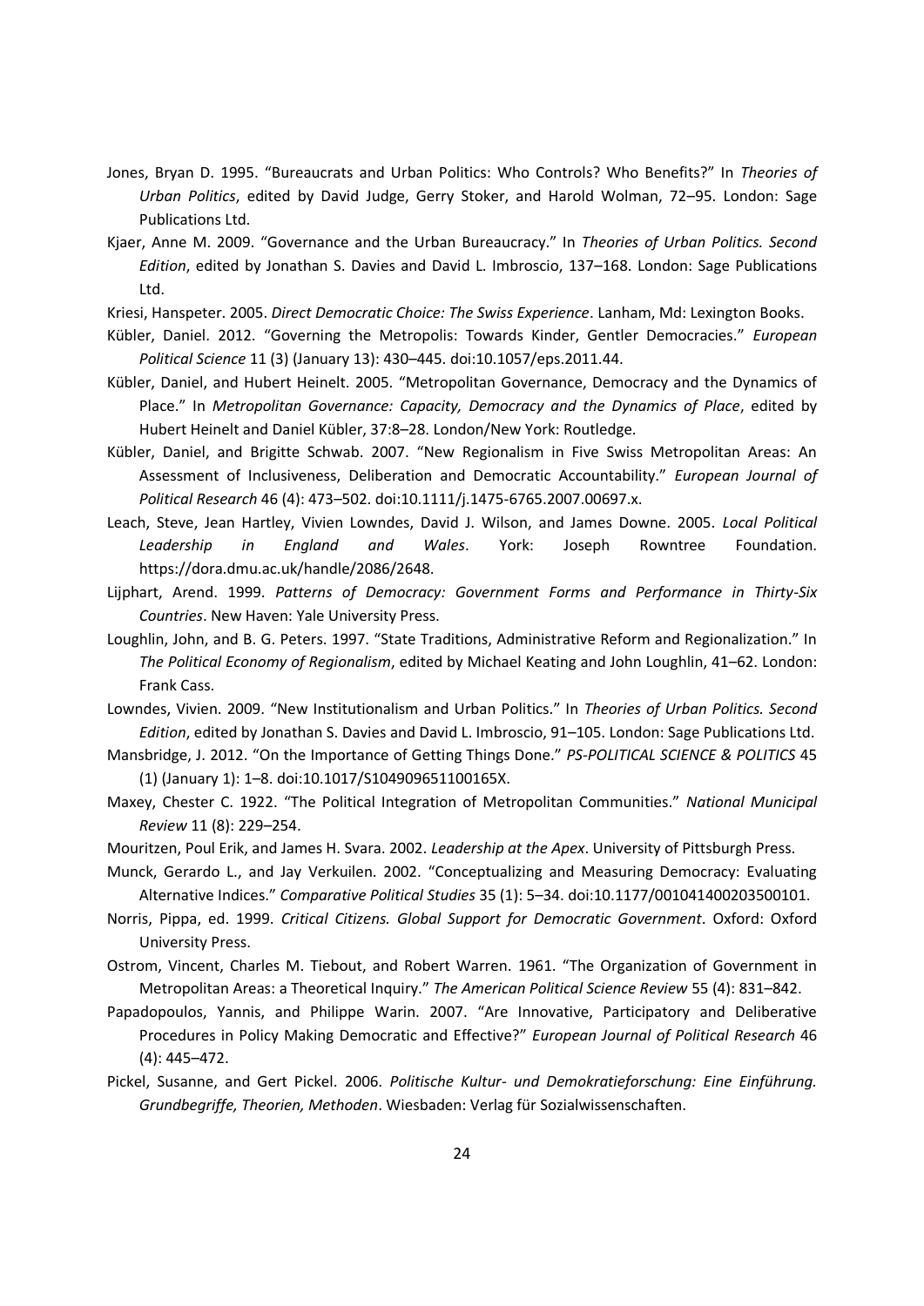Jones, Bryan D. 1995. “Bureaucrats and Urban Politics: Who Controls? Who Benefits?” In *Theories of Urban Politics*, edited by David Judge, Gerry Stoker, and Harold Wolman, 72–95. London: Sage Publications Ltd.

Kjaer, Anne M. 2009. “Governance and the Urban Bureaucracy.” In *Theories of Urban Politics. Second Edition*, edited by Jonathan S. Davies and David L. Imbroscio, 137–168. London: Sage Publications Ltd.

Kriesi, Hanspeter. 2005. *Direct Democratic Choice: The Swiss Experience*. Lanham, Md: Lexington Books.

Kübler, Daniel. 2012. “Governing the Metropolis: Towards Kinder, Gentler Democracies.” *European Political Science* 11 (3) (January 13): 430–445. doi:10.1057/eps.2011.44.

Kübler, Daniel, and Hubert Heinelt. 2005. “Metropolitan Governance, Democracy and the Dynamics of Place.” In *Metropolitan Governance: Capacity, Democracy and the Dynamics of Place*, edited by Hubert Heinelt and Daniel Kübler, 37:8–28. London/New York: Routledge.

Kübler, Daniel, and Brigitte Schwab. 2007. “New Regionalism in Five Swiss Metropolitan Areas: An Assessment of Inclusiveness, Deliberation and Democratic Accountability.” *European Journal of Political Research* 46 (4): 473–502. doi:10.1111/j.1475-6765.2007.00697.x.

Leach, Steve, Jean Hartley, Vivien Lowndes, David J. Wilson, and James Downe. 2005. *Local Political Leadership in England and Wales*. York: Joseph Rowntree Foundation. https://dora.dmu.ac.uk/handle/2086/2648.

Lijphart, Arend. 1999. *Patterns of Democracy: Government Forms and Performance in Thirty-Six Countries*. New Haven: Yale University Press.

Loughlin, John, and B. G. Peters. 1997. “State Traditions, Administrative Reform and Regionalization.” In *The Political Economy of Regionalism*, edited by Michael Keating and John Loughlin, 41–62. London: Frank Cass.

Lowndes, Vivien. 2009. “New Institutionalism and Urban Politics.” In *Theories of Urban Politics. Second Edition*, edited by Jonathan S. Davies and David L. Imbroscio, 91–105. London: Sage Publications Ltd.

Mansbridge, J. 2012. “On the Importance of Getting Things Done.” *PS-POLITICAL SCIENCE & POLITICS* 45 (1) (January 1): 1–8. doi:10.1017/S104909651100165X.

Maxey, Chester C. 1922. “The Political Integration of Metropolitan Communities.” *National Municipal Review* 11 (8): 229–254.

Mouritzen, Poul Erik, and James H. Svara. 2002. *Leadership at the Apex*. University of Pittsburgh Press.

Munck, Gerardo L., and Jay Verkuilen. 2002. “Conceptualizing and Measuring Democracy: Evaluating Alternative Indices.” *Comparative Political Studies* 35 (1): 5–34. doi:10.1177/001041400203500101.

Norris, Pippa, ed. 1999. *Critical Citizens. Global Support for Democratic Government*. Oxford: Oxford University Press.

Ostrom, Vincent, Charles M. Tiebout, and Robert Warren. 1961. “The Organization of Government in Metropolitan Areas: a Theoretical Inquiry.” *The American Political Science Review* 55 (4): 831–842.

Papadopoulos, Yannis, and Philippe Warin. 2007. “Are Innovative, Participatory and Deliberative Procedures in Policy Making Democratic and Effective?” *European Journal of Political Research* 46 (4): 445–472.

Pickel, Susanne, and Gert Pickel. 2006. *Politische Kultur- und Demokratieforschung: Eine Einführung. Grundbegriffe, Theorien, Methoden*. Wiesbaden: Verlag für Sozialwissenschaften.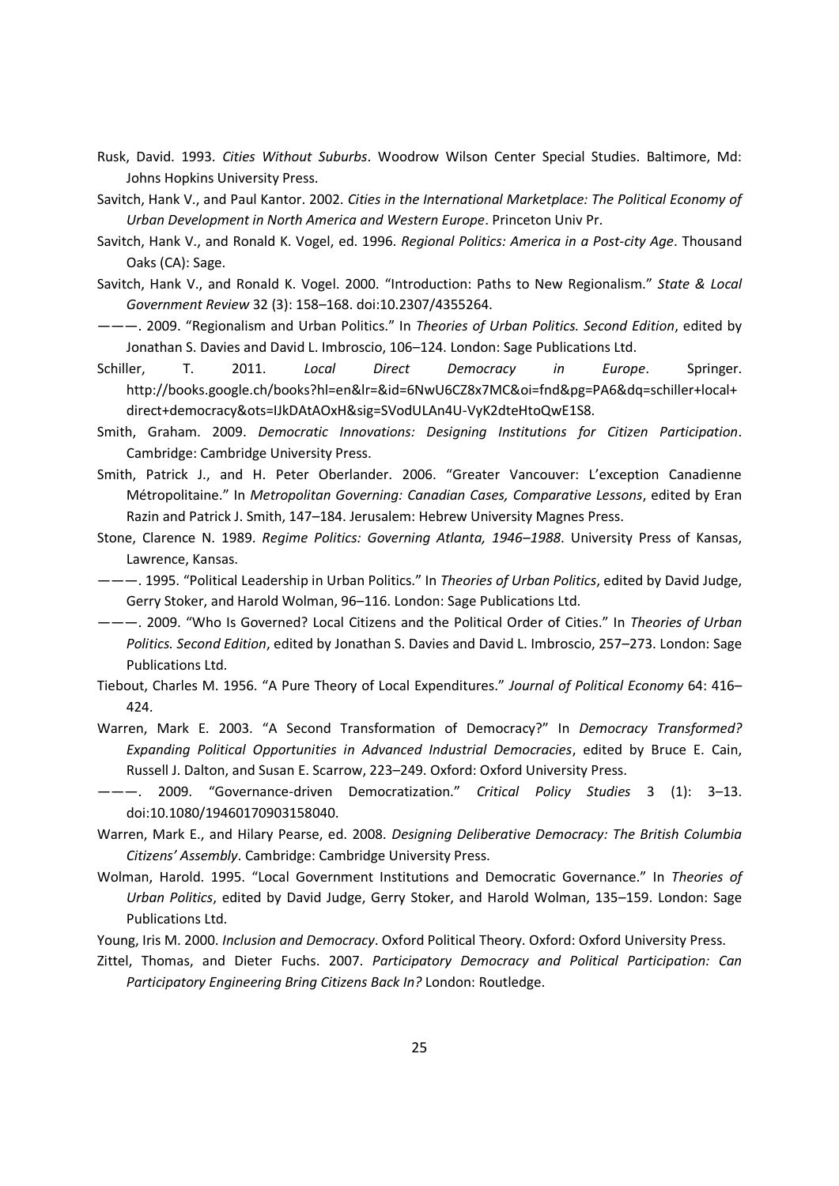Rusk, David. 1993. *Cities Without Suburbs*. Woodrow Wilson Center Special Studies. Baltimore, Md: Johns Hopkins University Press.

Savitch, Hank V., and Paul Kantor. 2002. *Cities in the International Marketplace: The Political Economy of Urban Development in North America and Western Europe*. Princeton Univ Pr.

Savitch, Hank V., and Ronald K. Vogel, ed. 1996. *Regional Politics: America in a Post-city Age*. Thousand Oaks (CA): Sage.

Savitch, Hank V., and Ronald K. Vogel. 2000. "Introduction: Paths to New Regionalism." *State & Local Government Review* 32 (3): 158–168. doi:10.2307/4355264.

———. 2009. "Regionalism and Urban Politics." In *Theories of Urban Politics. Second Edition*, edited by Jonathan S. Davies and David L. Imbroscio, 106–124. London: Sage Publications Ltd.

Schiller, T. 2011. *Local Direct Democracy in Europe*. Springer. http://books.google.ch/books?hl=en&lr=&id=6NwU6CZ8x7MC&oi=fnd&pg=PA6&dq=schiller+local+direct+democracy&ots=IJkDAtAOxH&sig=SVodULAn4U-VyK2dteHtoQwE1S8.

Smith, Graham. 2009. *Democratic Innovations: Designing Institutions for Citizen Participation*. Cambridge: Cambridge University Press.

Smith, Patrick J., and H. Peter Oberlander. 2006. "Greater Vancouver: L'exception Canadienne Métropolitaine." In *Metropolitan Governing: Canadian Cases, Comparative Lessons*, edited by Eran Razin and Patrick J. Smith, 147–184. Jerusalem: Hebrew University Magnes Press.

Stone, Clarence N. 1989. *Regime Politics: Governing Atlanta, 1946–1988*. University Press of Kansas, Lawrence, Kansas.

———. 1995. "Political Leadership in Urban Politics." In *Theories of Urban Politics*, edited by David Judge, Gerry Stoker, and Harold Wolman, 96–116. London: Sage Publications Ltd.

———. 2009. "Who Is Governed? Local Citizens and the Political Order of Cities." In *Theories of Urban Politics. Second Edition*, edited by Jonathan S. Davies and David L. Imbroscio, 257–273. London: Sage Publications Ltd.

Tiebout, Charles M. 1956. "A Pure Theory of Local Expenditures." *Journal of Political Economy* 64: 416–424.

Warren, Mark E. 2003. "A Second Transformation of Democracy?" In *Democracy Transformed? Expanding Political Opportunities in Advanced Industrial Democracies*, edited by Bruce E. Cain, Russell J. Dalton, and Susan E. Scarrow, 223–249. Oxford: Oxford University Press.

———. 2009. "Governance-driven Democratization." *Critical Policy Studies* 3 (1): 3–13. doi:10.1080/19460170903158040.

Warren, Mark E., and Hilary Pearse, ed. 2008. *Designing Deliberative Democracy: The British Columbia Citizens' Assembly*. Cambridge: Cambridge University Press.

Wolman, Harold. 1995. "Local Government Institutions and Democratic Governance." In *Theories of Urban Politics*, edited by David Judge, Gerry Stoker, and Harold Wolman, 135–159. London: Sage Publications Ltd.

Young, Iris M. 2000. *Inclusion and Democracy*. Oxford Political Theory. Oxford: Oxford University Press.

Zittel, Thomas, and Dieter Fuchs. 2007. *Participatory Democracy and Political Participation: Can Participatory Engineering Bring Citizens Back In?* London: Routledge.